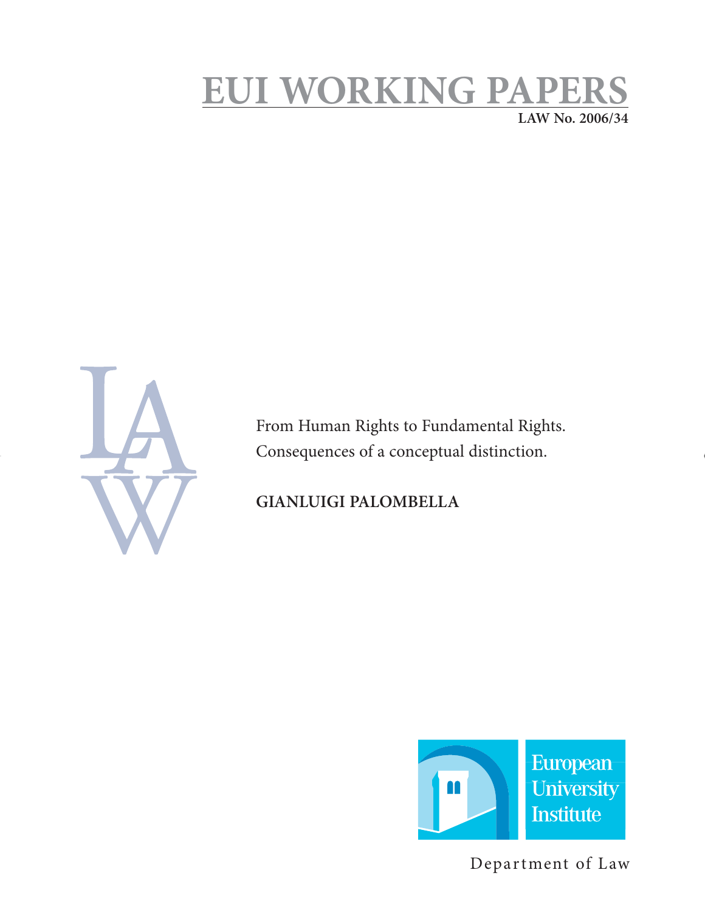# EUI WORKING PAPERS

**LAW No. 2006/34**

LAW

From Human Rights to Fundamental Rights.
Consequences of a conceptual distinction.

**GIANLUIGI PALOMBELLA**

European University Institute

Department of Law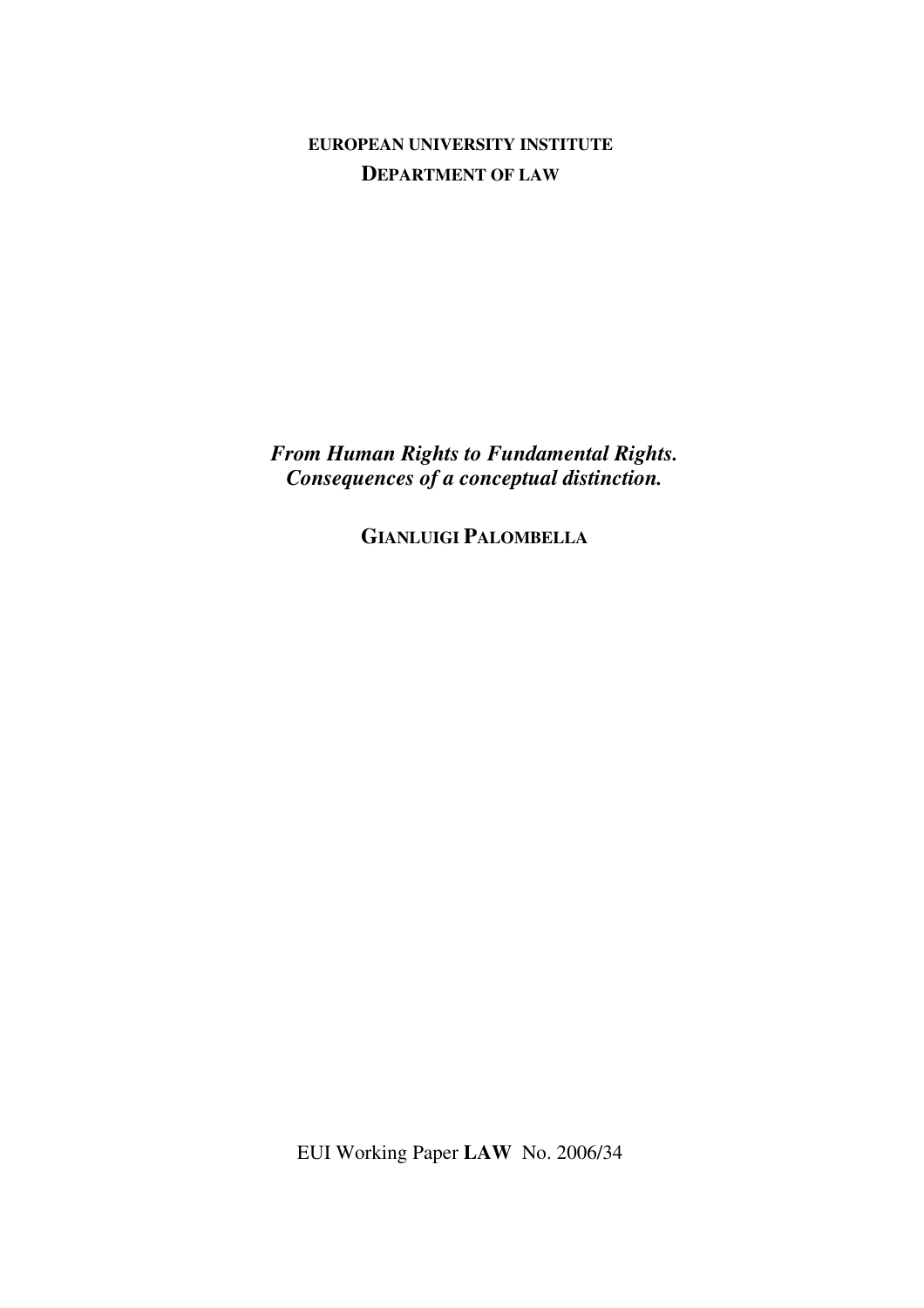**EUROPEAN UNIVERSITY INSTITUTE**
**DEPARTMENT OF LAW**

***From Human Rights to Fundamental Rights.***
***Consequences of a conceptual distinction.***

**GIANLUIGI PALOMBELLA**

EUI Working Paper **LAW** No. 2006/34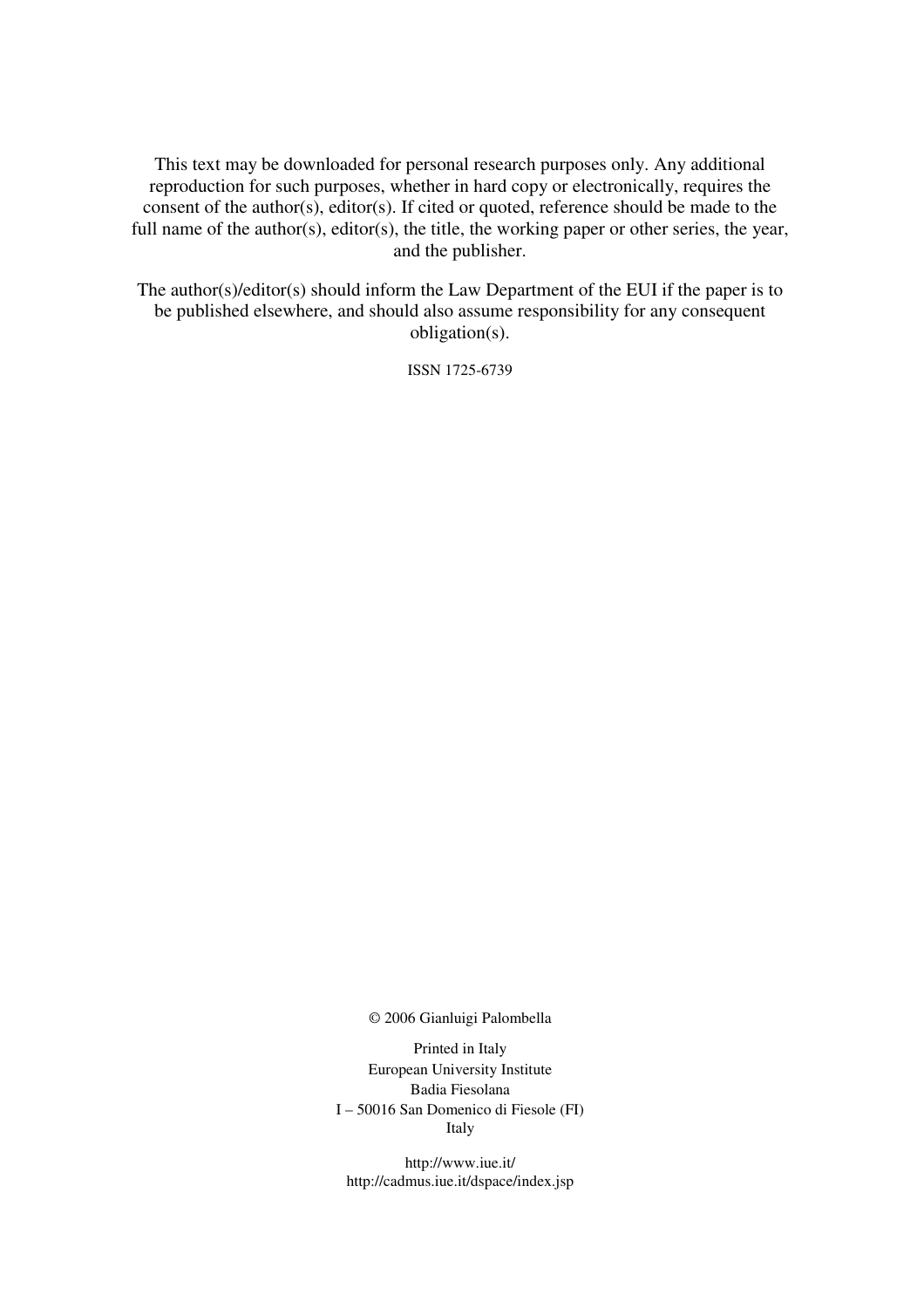This text may be downloaded for personal research purposes only. Any additional reproduction for such purposes, whether in hard copy or electronically, requires the consent of the author(s), editor(s). If cited or quoted, reference should be made to the full name of the author(s), editor(s), the title, the working paper or other series, the year, and the publisher.

The author(s)/editor(s) should inform the Law Department of the EUI if the paper is to be published elsewhere, and should also assume responsibility for any consequent obligation(s).

ISSN 1725-6739

© 2006 Gianluigi Palombella

Printed in Italy  
European University Institute  
Badia Fiesolana  
I – 50016 San Domenico di Fiesole (FI)  
Italy

http://www.iue.it/  
http://cadmus.iue.it/dspace/index.jsp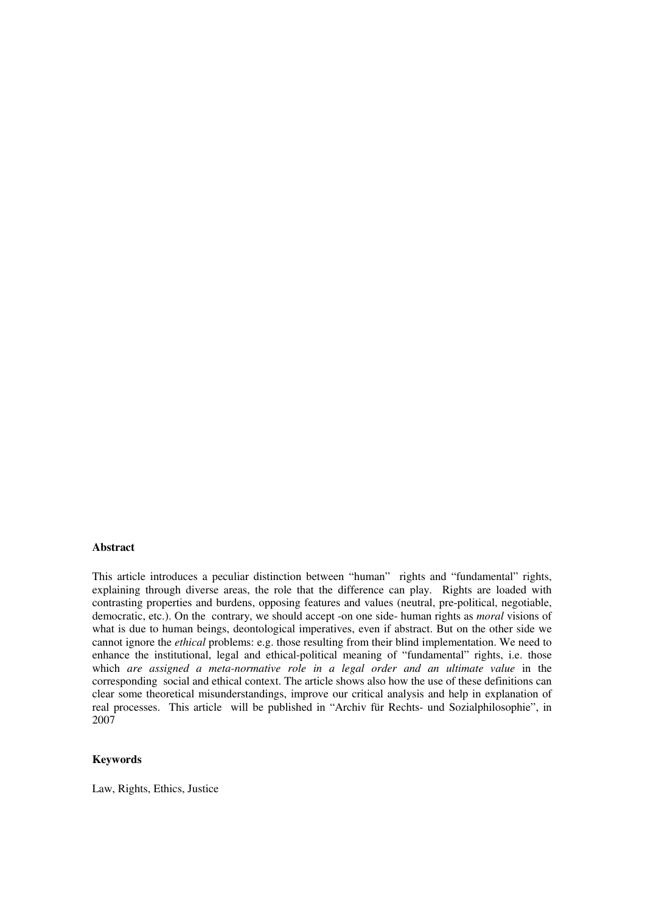**Abstract**

This article introduces a peculiar distinction between "human" rights and "fundamental" rights, explaining through diverse areas, the role that the difference can play. Rights are loaded with contrasting properties and burdens, opposing features and values (neutral, pre-political, negotiable, democratic, etc.). On the contrary, we should accept -on one side- human rights as *moral* visions of what is due to human beings, deontological imperatives, even if abstract. But on the other side we cannot ignore the *ethical* problems: e.g. those resulting from their blind implementation. We need to enhance the institutional, legal and ethical-political meaning of "fundamental" rights, i.e. those which *are assigned a meta-normative role in a legal order and an ultimate value* in the corresponding social and ethical context. The article shows also how the use of these definitions can clear some theoretical misunderstandings, improve our critical analysis and help in explanation of real processes. This article will be published in "Archiv für Rechts- und Sozialphilosophie", in 2007

**Keywords**

Law, Rights, Ethics, Justice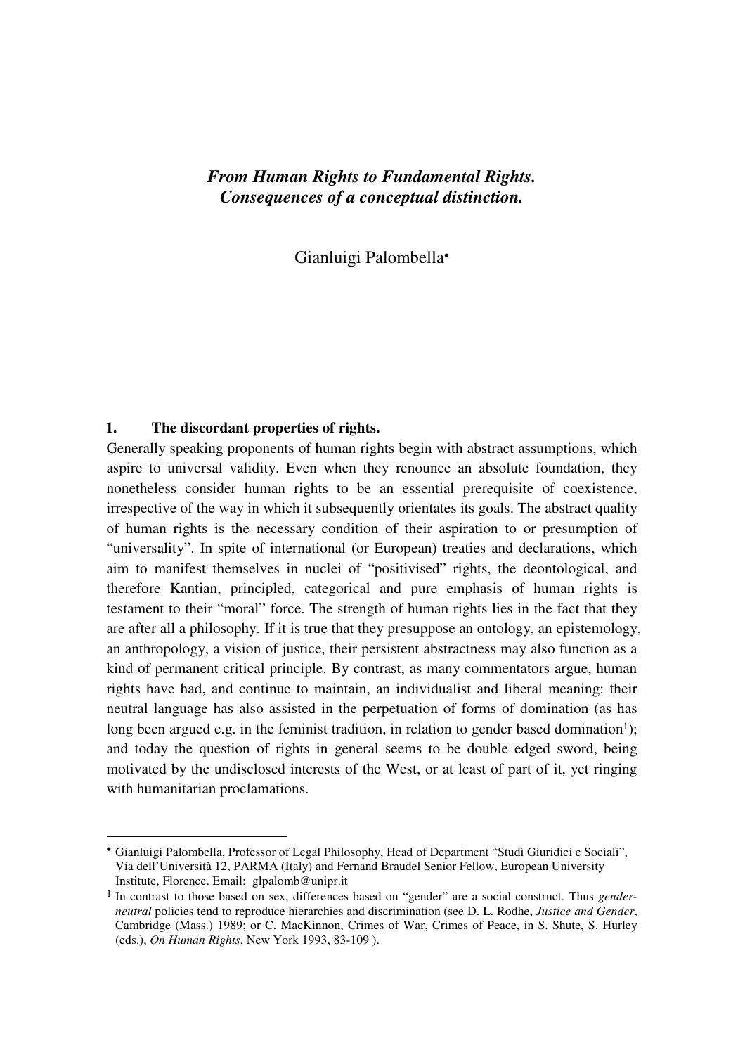## *From Human Rights to Fundamental Rights. Consequences of a conceptual distinction.*

Gianluigi Palombella•

### 1. The discordant properties of rights.

Generally speaking proponents of human rights begin with abstract assumptions, which aspire to universal validity. Even when they renounce an absolute foundation, they nonetheless consider human rights to be an essential prerequisite of coexistence, irrespective of the way in which it subsequently orientates its goals. The abstract quality of human rights is the necessary condition of their aspiration to or presumption of "universality". In spite of international (or European) treaties and declarations, which aim to manifest themselves in nuclei of "positivised" rights, the deontological, and therefore Kantian, principled, categorical and pure emphasis of human rights is testament to their "moral" force. The strength of human rights lies in the fact that they are after all a philosophy. If it is true that they presuppose an ontology, an epistemology, an anthropology, a vision of justice, their persistent abstractness may also function as a kind of permanent critical principle. By contrast, as many commentators argue, human rights have had, and continue to maintain, an individualist and liberal meaning: their neutral language has also assisted in the perpetuation of forms of domination (as has long been argued e.g. in the feminist tradition, in relation to gender based domination[1]); and today the question of rights in general seems to be double edged sword, being motivated by the undisclosed interests of the West, or at least of part of it, yet ringing with humanitarian proclamations.

---

• Gianluigi Palombella, Professor of Legal Philosophy, Head of Department "Studi Giuridici e Sociali", Via dell'Università 12, PARMA (Italy) and Fernand Braudel Senior Fellow, European University Institute, Florence. Email: glpalomb@unipr.it

[1] In contrast to those based on sex, differences based on "gender" are a social construct. Thus *gender-neutral* policies tend to reproduce hierarchies and discrimination (see D. L. Rodhe, *Justice and Gender*, Cambridge (Mass.) 1989; or C. MacKinnon, Crimes of War, Crimes of Peace, in S. Shute, S. Hurley (eds.), *On Human Rights*, New York 1993, 83-109 ).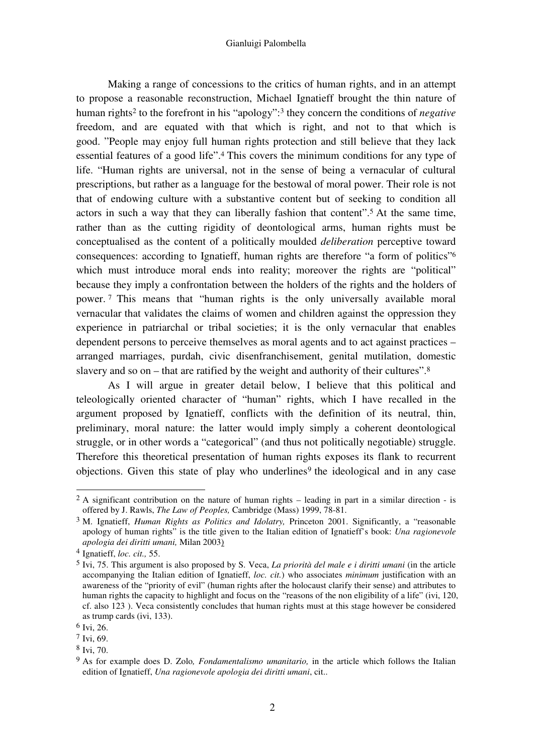Making a range of concessions to the critics of human rights, and in an attempt to propose a reasonable reconstruction, Michael Ignatieff brought the thin nature of human rights[2] to the forefront in his "apology":[3] they concern the conditions of *negative* freedom, and are equated with that which is right, and not to that which is good. "People may enjoy full human rights protection and still believe that they lack essential features of a good life".[4] This covers the minimum conditions for any type of life. "Human rights are universal, not in the sense of being a vernacular of cultural prescriptions, but rather as a language for the bestowal of moral power. Their role is not that of endowing culture with a substantive content but of seeking to condition all actors in such a way that they can liberally fashion that content".[5] At the same time, rather than as the cutting rigidity of deontological arms, human rights must be conceptualised as the content of a politically moulded *deliberation* perceptive toward consequences: according to Ignatieff, human rights are therefore "a form of politics"[6] which must introduce moral ends into reality; moreover the rights are "political" because they imply a confrontation between the holders of the rights and the holders of power.[7] This means that "human rights is the only universally available moral vernacular that validates the claims of women and children against the oppression they experience in patriarchal or tribal societies; it is the only vernacular that enables dependent persons to perceive themselves as moral agents and to act against practices – arranged marriages, purdah, civic disenfranchisement, genital mutilation, domestic slavery and so on – that are ratified by the weight and authority of their cultures".[8]

As I will argue in greater detail below, I believe that this political and teleologically oriented character of "human" rights, which I have recalled in the argument proposed by Ignatieff, conflicts with the definition of its neutral, thin, preliminary, moral nature: the latter would imply simply a coherent deontological struggle, or in other words a "categorical" (and thus not politically negotiable) struggle. Therefore this theoretical presentation of human rights exposes its flank to recurrent objections. Given this state of play who underlines[9] the ideological and in any case

---

[2] A significant contribution on the nature of human rights – leading in part in a similar direction - is offered by J. Rawls, *The Law of Peoples,* Cambridge (Mass) 1999, 78-81.

[3] M. Ignatieff, *Human Rights as Politics and Idolatry,* Princeton 2001. Significantly, a "reasonable apology of human rights" is the title given to the Italian edition of Ignatieff's book: *Una ragionevole apologia dei diritti umani,* Milan 2003)

[4] Ignatieff, *loc. cit.,* 55.

[5] Ivi, 75. This argument is also proposed by S. Veca, *La priorità del male e i diritti umani* (in the article accompanying the Italian edition of Ignatieff, *loc. cit.*) who associates *minimum* justification with an awareness of the "priority of evil" (human rights after the holocaust clarify their sense) and attributes to human rights the capacity to highlight and focus on the "reasons of the non eligibility of a life" (ivi, 120, cf. also 123 ). Veca consistently concludes that human rights must at this stage however be considered as trump cards (ivi, 133).

[6] Ivi, 26.

[7] Ivi, 69.

[8] Ivi, 70.

[9] As for example does D. Zolo*, Fondamentalismo umanitario,* in the article which follows the Italian edition of Ignatieff, *Una ragionevole apologia dei diritti umani*, cit..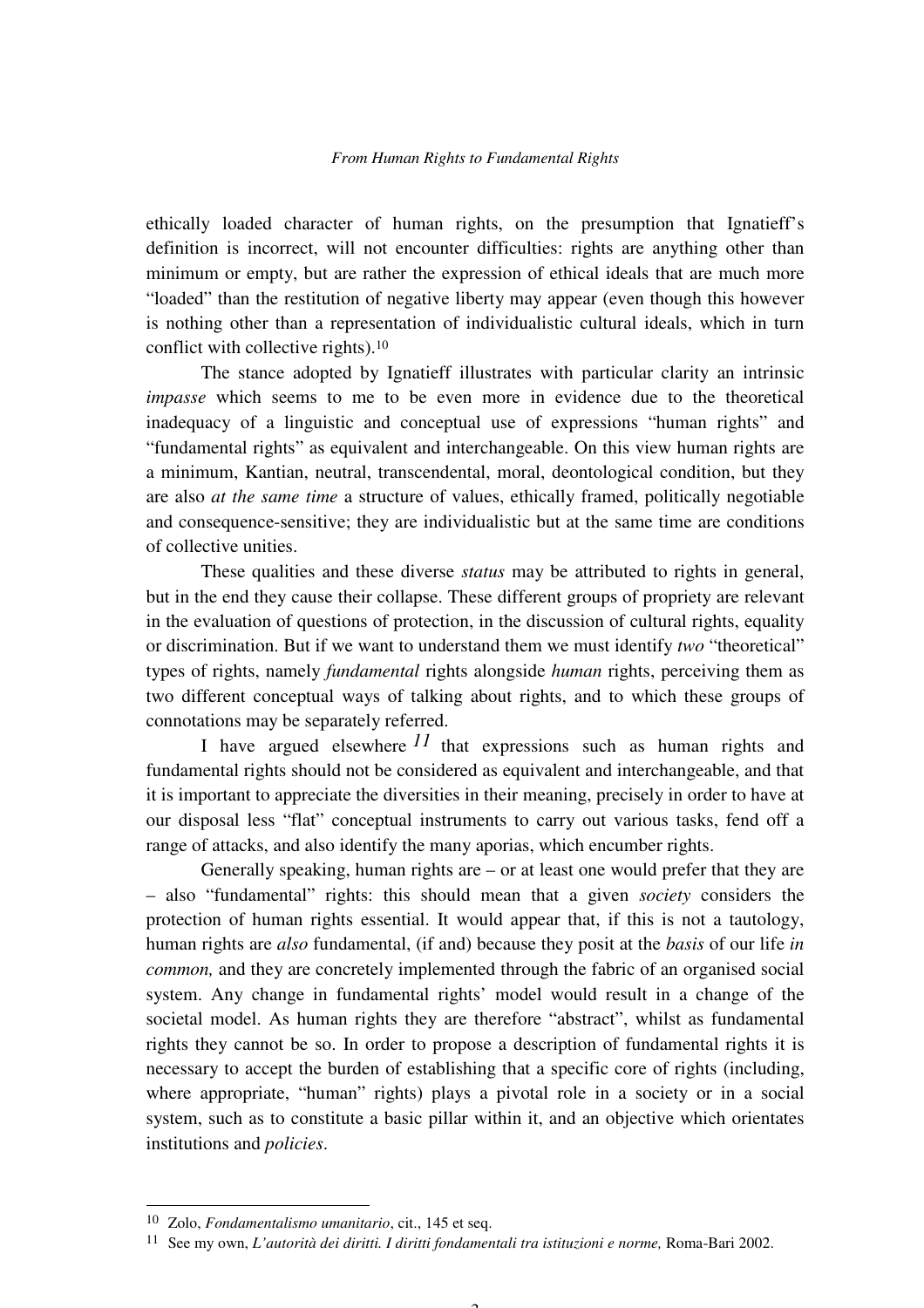ethically loaded character of human rights, on the presumption that Ignatieff's definition is incorrect, will not encounter difficulties: rights are anything other than minimum or empty, but are rather the expression of ethical ideals that are much more "loaded" than the restitution of negative liberty may appear (even though this however is nothing other than a representation of individualistic cultural ideals, which in turn conflict with collective rights).[10]

The stance adopted by Ignatieff illustrates with particular clarity an intrinsic *impasse* which seems to me to be even more in evidence due to the theoretical inadequacy of a linguistic and conceptual use of expressions "human rights" and "fundamental rights" as equivalent and interchangeable. On this view human rights are a minimum, Kantian, neutral, transcendental, moral, deontological condition, but they are also *at the same time* a structure of values, ethically framed, politically negotiable and consequence-sensitive; they are individualistic but at the same time are conditions of collective unities.

These qualities and these diverse *status* may be attributed to rights in general, but in the end they cause their collapse. These different groups of propriety are relevant in the evaluation of questions of protection, in the discussion of cultural rights, equality or discrimination. But if we want to understand them we must identify *two* "theoretical" types of rights, namely *fundamental* rights alongside *human* rights, perceiving them as two different conceptual ways of talking about rights, and to which these groups of connotations may be separately referred.

I have argued elsewhere[11] that expressions such as human rights and fundamental rights should not be considered as equivalent and interchangeable, and that it is important to appreciate the diversities in their meaning, precisely in order to have at our disposal less "flat" conceptual instruments to carry out various tasks, fend off a range of attacks, and also identify the many aporias, which encumber rights.

Generally speaking, human rights are – or at least one would prefer that they are – also "fundamental" rights: this should mean that a given *society* considers the protection of human rights essential. It would appear that, if this is not a tautology, human rights are *also* fundamental, (if and) because they posit at the *basis* of our life *in common,* and they are concretely implemented through the fabric of an organised social system. Any change in fundamental rights' model would result in a change of the societal model. As human rights they are therefore "abstract", whilst as fundamental rights they cannot be so. In order to propose a description of fundamental rights it is necessary to accept the burden of establishing that a specific core of rights (including, where appropriate, "human" rights) plays a pivotal role in a society or in a social system, such as to constitute a basic pillar within it, and an objective which orientates institutions and *policies*.

---

[10] Zolo, *Fondamentalismo umanitario*, cit., 145 et seq.

[11] See my own, *L'autorità dei diritti. I diritti fondamentali tra istituzioni e norme,* Roma-Bari 2002.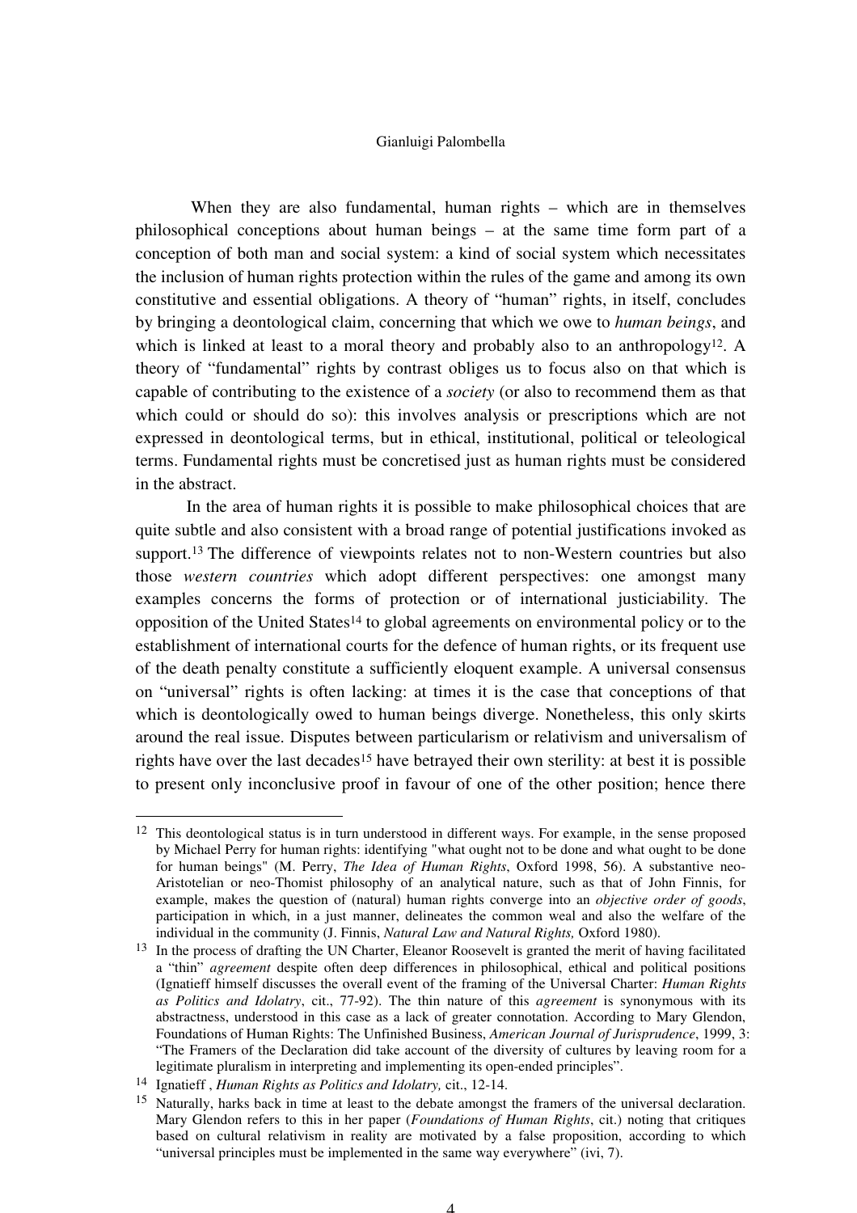When they are also fundamental, human rights – which are in themselves philosophical conceptions about human beings – at the same time form part of a conception of both man and social system: a kind of social system which necessitates the inclusion of human rights protection within the rules of the game and among its own constitutive and essential obligations. A theory of "human" rights, in itself, concludes by bringing a deontological claim, concerning that which we owe to *human beings*, and which is linked at least to a moral theory and probably also to an anthropology[12]. A theory of "fundamental" rights by contrast obliges us to focus also on that which is capable of contributing to the existence of a *society* (or also to recommend them as that which could or should do so): this involves analysis or prescriptions which are not expressed in deontological terms, but in ethical, institutional, political or teleological terms. Fundamental rights must be concretised just as human rights must be considered in the abstract.

In the area of human rights it is possible to make philosophical choices that are quite subtle and also consistent with a broad range of potential justifications invoked as support.[13] The difference of viewpoints relates not to non-Western countries but also those *western countries* which adopt different perspectives: one amongst many examples concerns the forms of protection or of international justiciability. The opposition of the United States[14] to global agreements on environmental policy or to the establishment of international courts for the defence of human rights, or its frequent use of the death penalty constitute a sufficiently eloquent example. A universal consensus on "universal" rights is often lacking: at times it is the case that conceptions of that which is deontologically owed to human beings diverge. Nonetheless, this only skirts around the real issue. Disputes between particularism or relativism and universalism of rights have over the last decades[15] have betrayed their own sterility: at best it is possible to present only inconclusive proof in favour of one of the other position; hence there

---

[12] This deontological status is in turn understood in different ways. For example, in the sense proposed by Michael Perry for human rights: identifying "what ought not to be done and what ought to be done for human beings" (M. Perry, *The Idea of Human Rights*, Oxford 1998, 56). A substantive neo-Aristotelian or neo-Thomist philosophy of an analytical nature, such as that of John Finnis, for example, makes the question of (natural) human rights converge into an *objective order of goods*, participation in which, in a just manner, delineates the common weal and also the welfare of the individual in the community (J. Finnis, *Natural Law and Natural Rights,* Oxford 1980).

[13] In the process of drafting the UN Charter, Eleanor Roosevelt is granted the merit of having facilitated a "thin" *agreement* despite often deep differences in philosophical, ethical and political positions (Ignatieff himself discusses the overall event of the framing of the Universal Charter: *Human Rights as Politics and Idolatry*, cit., 77-92). The thin nature of this *agreement* is synonymous with its abstractness, understood in this case as a lack of greater connotation. According to Mary Glendon, Foundations of Human Rights: The Unfinished Business, *American Journal of Jurisprudence*, 1999, 3: "The Framers of the Declaration did take account of the diversity of cultures by leaving room for a legitimate pluralism in interpreting and implementing its open-ended principles".

[14] Ignatieff , *Human Rights as Politics and Idolatry,* cit., 12-14.

[15] Naturally, harks back in time at least to the debate amongst the framers of the universal declaration. Mary Glendon refers to this in her paper (*Foundations of Human Rights*, cit.) noting that critiques based on cultural relativism in reality are motivated by a false proposition, according to which "universal principles must be implemented in the same way everywhere" (ivi, 7).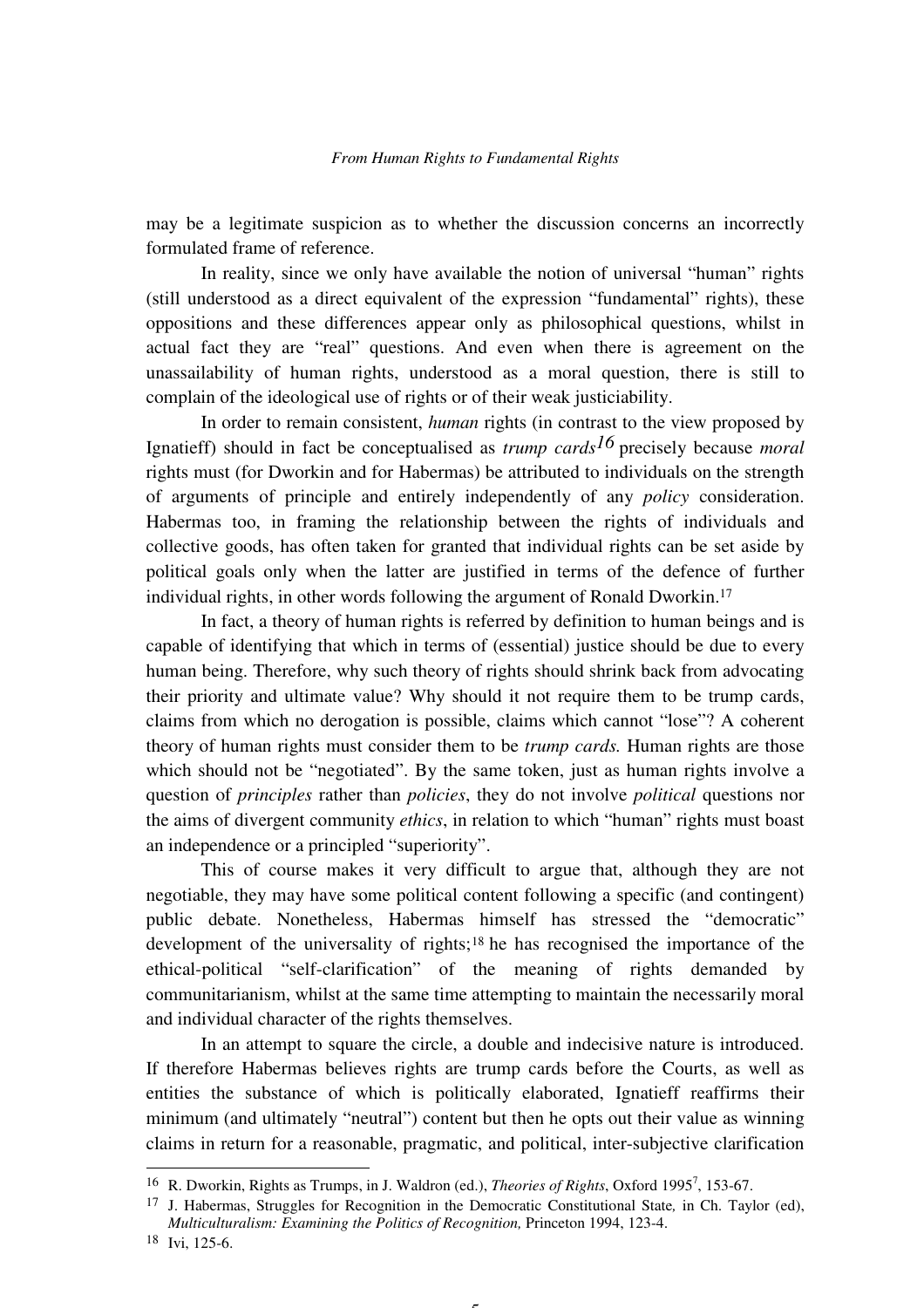may be a legitimate suspicion as to whether the discussion concerns an incorrectly formulated frame of reference.

In reality, since we only have available the notion of universal "human" rights (still understood as a direct equivalent of the expression "fundamental" rights), these oppositions and these differences appear only as philosophical questions, whilst in actual fact they are "real" questions. And even when there is agreement on the unassailability of human rights, understood as a moral question, there is still to complain of the ideological use of rights or of their weak justiciability.

In order to remain consistent, *human* rights (in contrast to the view proposed by Ignatieff) should in fact be conceptualised as *trump cards*[16] precisely because *moral* rights must (for Dworkin and for Habermas) be attributed to individuals on the strength of arguments of principle and entirely independently of any *policy* consideration. Habermas too, in framing the relationship between the rights of individuals and collective goods, has often taken for granted that individual rights can be set aside by political goals only when the latter are justified in terms of the defence of further individual rights, in other words following the argument of Ronald Dworkin.[17]

In fact, a theory of human rights is referred by definition to human beings and is capable of identifying that which in terms of (essential) justice should be due to every human being. Therefore, why such theory of rights should shrink back from advocating their priority and ultimate value? Why should it not require them to be trump cards, claims from which no derogation is possible, claims which cannot "lose"? A coherent theory of human rights must consider them to be *trump cards.* Human rights are those which should not be "negotiated". By the same token, just as human rights involve a question of *principles* rather than *policies*, they do not involve *political* questions nor the aims of divergent community *ethics*, in relation to which "human" rights must boast an independence or a principled "superiority".

This of course makes it very difficult to argue that, although they are not negotiable, they may have some political content following a specific (and contingent) public debate. Nonetheless, Habermas himself has stressed the "democratic" development of the universality of rights;[18] he has recognised the importance of the ethical-political "self-clarification" of the meaning of rights demanded by communitarianism, whilst at the same time attempting to maintain the necessarily moral and individual character of the rights themselves.

In an attempt to square the circle, a double and indecisive nature is introduced. If therefore Habermas believes rights are trump cards before the Courts, as well as entities the substance of which is politically elaborated, Ignatieff reaffirms their minimum (and ultimately "neutral") content but then he opts out their value as winning claims in return for a reasonable, pragmatic, and political, inter-subjective clarification

---

[16] R. Dworkin, Rights as Trumps, in J. Waldron (ed.), *Theories of Rights*, Oxford 1995[7], 153-67.

[17] J. Habermas, Struggles for Recognition in the Democratic Constitutional State*,* in Ch. Taylor (ed), *Multiculturalism: Examining the Politics of Recognition,* Princeton 1994, 123-4.

[18] Ivi, 125-6.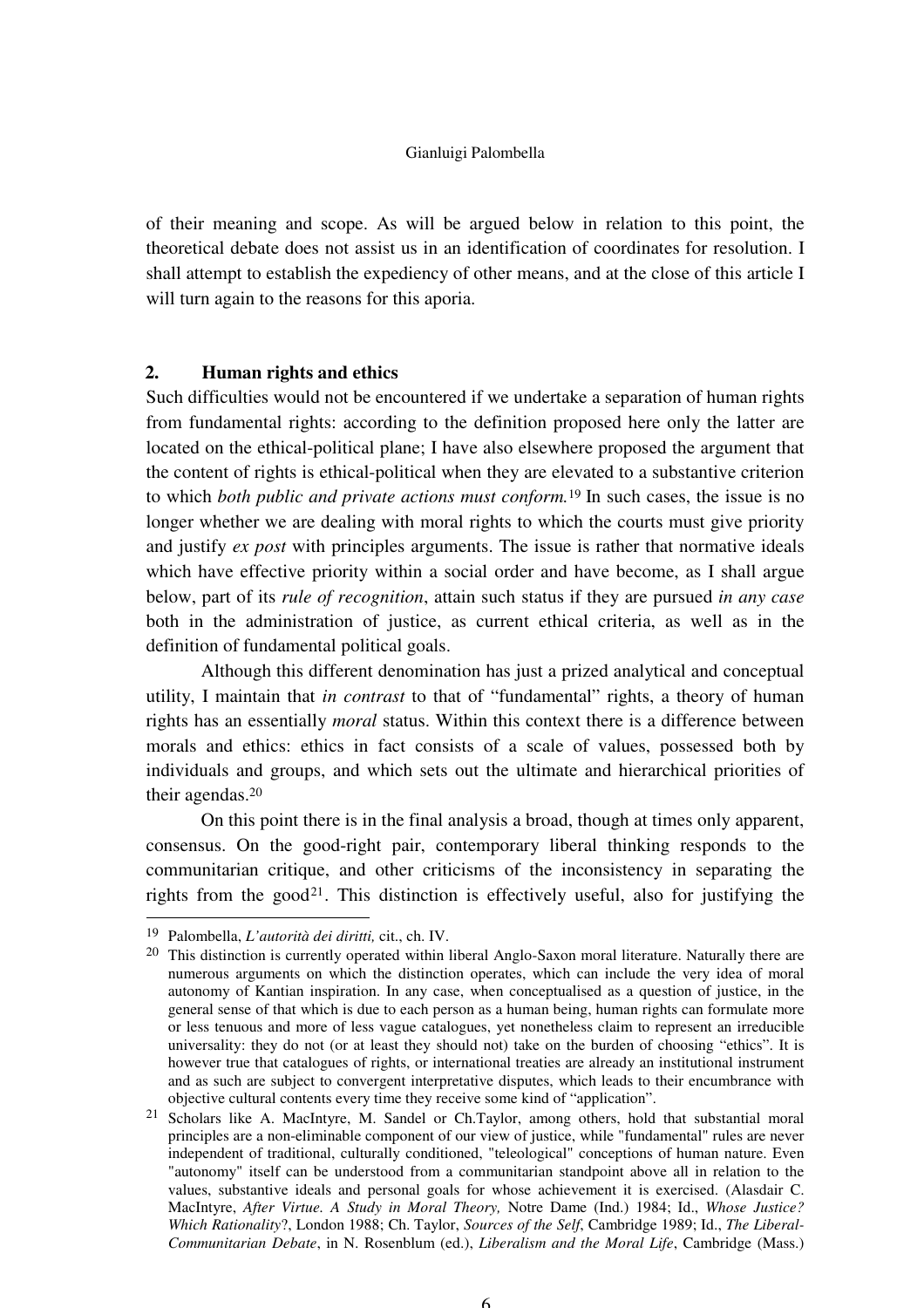of their meaning and scope. As will be argued below in relation to this point, the theoretical debate does not assist us in an identification of coordinates for resolution. I shall attempt to establish the expediency of other means, and at the close of this article I will turn again to the reasons for this aporia.

## 2. Human rights and ethics

Such difficulties would not be encountered if we undertake a separation of human rights from fundamental rights: according to the definition proposed here only the latter are located on the ethical-political plane; I have also elsewhere proposed the argument that the content of rights is ethical-political when they are elevated to a substantive criterion to which *both public and private actions must conform.*[19] In such cases, the issue is no longer whether we are dealing with moral rights to which the courts must give priority and justify *ex post* with principles arguments. The issue is rather that normative ideals which have effective priority within a social order and have become, as I shall argue below, part of its *rule of recognition*, attain such status if they are pursued *in any case* both in the administration of justice, as current ethical criteria, as well as in the definition of fundamental political goals.

Although this different denomination has just a prized analytical and conceptual utility, I maintain that *in contrast* to that of "fundamental" rights, a theory of human rights has an essentially *moral* status. Within this context there is a difference between morals and ethics: ethics in fact consists of a scale of values, possessed both by individuals and groups, and which sets out the ultimate and hierarchical priorities of their agendas.[20]

On this point there is in the final analysis a broad, though at times only apparent, consensus. On the good-right pair, contemporary liberal thinking responds to the communitarian critique, and other criticisms of the inconsistency in separating the rights from the good[21]. This distinction is effectively useful, also for justifying the

---

[19] Palombella, *L'autorità dei diritti,* cit., ch. IV.

[20] This distinction is currently operated within liberal Anglo-Saxon moral literature. Naturally there are numerous arguments on which the distinction operates, which can include the very idea of moral autonomy of Kantian inspiration. In any case, when conceptualised as a question of justice, in the general sense of that which is due to each person as a human being, human rights can formulate more or less tenuous and more of less vague catalogues, yet nonetheless claim to represent an irreducible universality: they do not (or at least they should not) take on the burden of choosing "ethics". It is however true that catalogues of rights, or international treaties are already an institutional instrument and as such are subject to convergent interpretative disputes, which leads to their encumbrance with objective cultural contents every time they receive some kind of "application".

[21] Scholars like A. MacIntyre, M. Sandel or Ch.Taylor, among others, hold that substantial moral principles are a non-eliminable component of our view of justice, while "fundamental" rules are never independent of traditional, culturally conditioned, "teleological" conceptions of human nature. Even "autonomy" itself can be understood from a communitarian standpoint above all in relation to the values, substantive ideals and personal goals for whose achievement it is exercised. (Alasdair C. MacIntyre, *After Virtue. A Study in Moral Theory,* Notre Dame (Ind.) 1984; Id., *Whose Justice? Which Rationality*?, London 1988; Ch. Taylor, *Sources of the Self*, Cambridge 1989; Id., *The Liberal-Communitarian Debate*, in N. Rosenblum (ed.), *Liberalism and the Moral Life*, Cambridge (Mass.)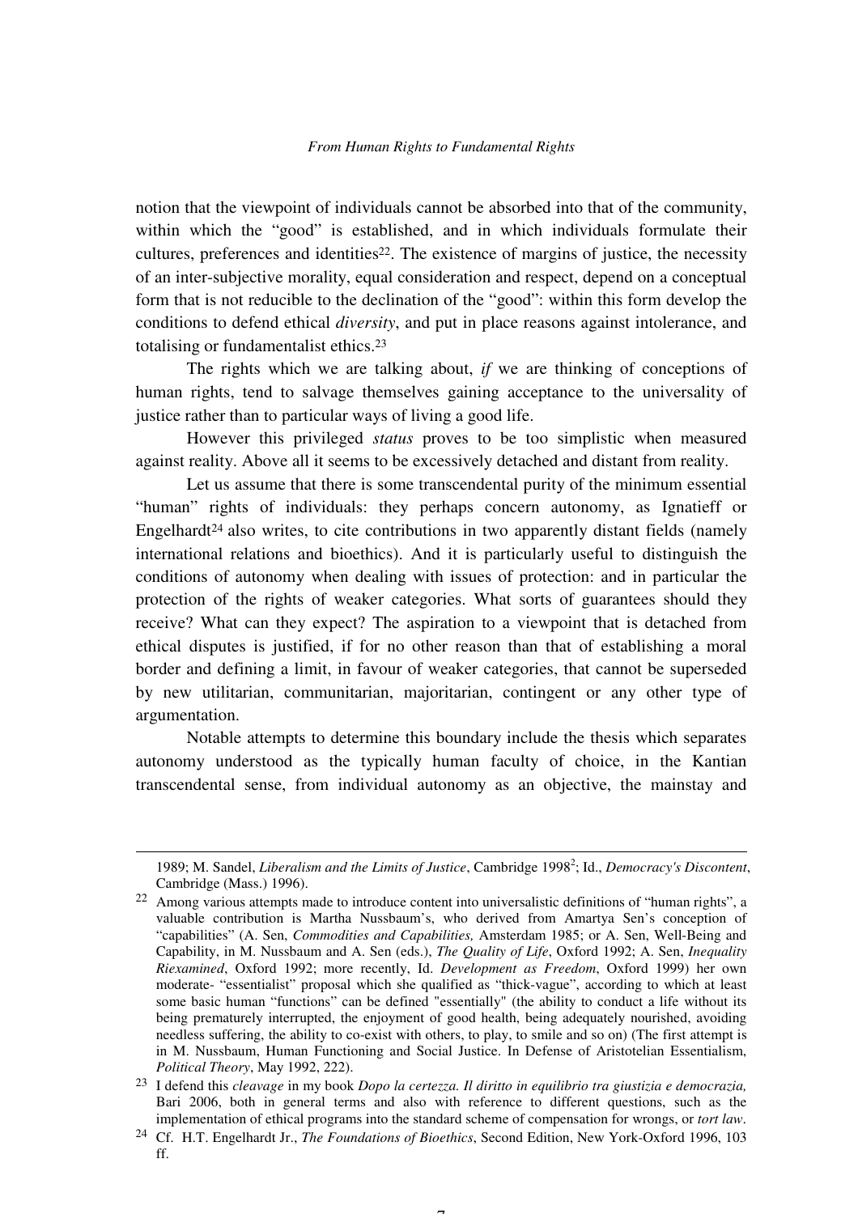notion that the viewpoint of individuals cannot be absorbed into that of the community, within which the "good" is established, and in which individuals formulate their cultures, preferences and identities[22]. The existence of margins of justice, the necessity of an inter-subjective morality, equal consideration and respect, depend on a conceptual form that is not reducible to the declination of the "good": within this form develop the conditions to defend ethical *diversity*, and put in place reasons against intolerance, and totalising or fundamentalist ethics.[23]

The rights which we are talking about, *if* we are thinking of conceptions of human rights, tend to salvage themselves gaining acceptance to the universality of justice rather than to particular ways of living a good life.

However this privileged *status* proves to be too simplistic when measured against reality. Above all it seems to be excessively detached and distant from reality.

Let us assume that there is some transcendental purity of the minimum essential "human" rights of individuals: they perhaps concern autonomy, as Ignatieff or Engelhardt[24] also writes, to cite contributions in two apparently distant fields (namely international relations and bioethics). And it is particularly useful to distinguish the conditions of autonomy when dealing with issues of protection: and in particular the protection of the rights of weaker categories. What sorts of guarantees should they receive? What can they expect? The aspiration to a viewpoint that is detached from ethical disputes is justified, if for no other reason than that of establishing a moral border and defining a limit, in favour of weaker categories, that cannot be superseded by new utilitarian, communitarian, majoritarian, contingent or any other type of argumentation.

Notable attempts to determine this boundary include the thesis which separates autonomy understood as the typically human faculty of choice, in the Kantian transcendental sense, from individual autonomy as an objective, the mainstay and

---

1989; M. Sandel, *Liberalism and the Limits of Justice*, Cambridge 1998[2]; Id., *Democracy's Discontent*, Cambridge (Mass.) 1996).

[22] Among various attempts made to introduce content into universalistic definitions of "human rights", a valuable contribution is Martha Nussbaum's, who derived from Amartya Sen's conception of "capabilities" (A. Sen, *Commodities and Capabilities,* Amsterdam 1985; or A. Sen, Well-Being and Capability, in M. Nussbaum and A. Sen (eds.), *The Quality of Life*, Oxford 1992; A. Sen, *Inequality Riexamined*, Oxford 1992; more recently, Id. *Development as Freedom*, Oxford 1999) her own moderate- "essentialist" proposal which she qualified as "thick-vague", according to which at least some basic human "functions" can be defined "essentially" (the ability to conduct a life without its being prematurely interrupted, the enjoyment of good health, being adequately nourished, avoiding needless suffering, the ability to co-exist with others, to play, to smile and so on) (The first attempt is in M. Nussbaum, Human Functioning and Social Justice. In Defense of Aristotelian Essentialism, *Political Theory*, May 1992, 222).

[23] I defend this *cleavage* in my book *Dopo la certezza. Il diritto in equilibrio tra giustizia e democrazia,* Bari 2006, both in general terms and also with reference to different questions, such as the implementation of ethical programs into the standard scheme of compensation for wrongs, or *tort law*.

[24] Cf. H.T. Engelhardt Jr., *The Foundations of Bioethics*, Second Edition, New York-Oxford 1996, 103 ff.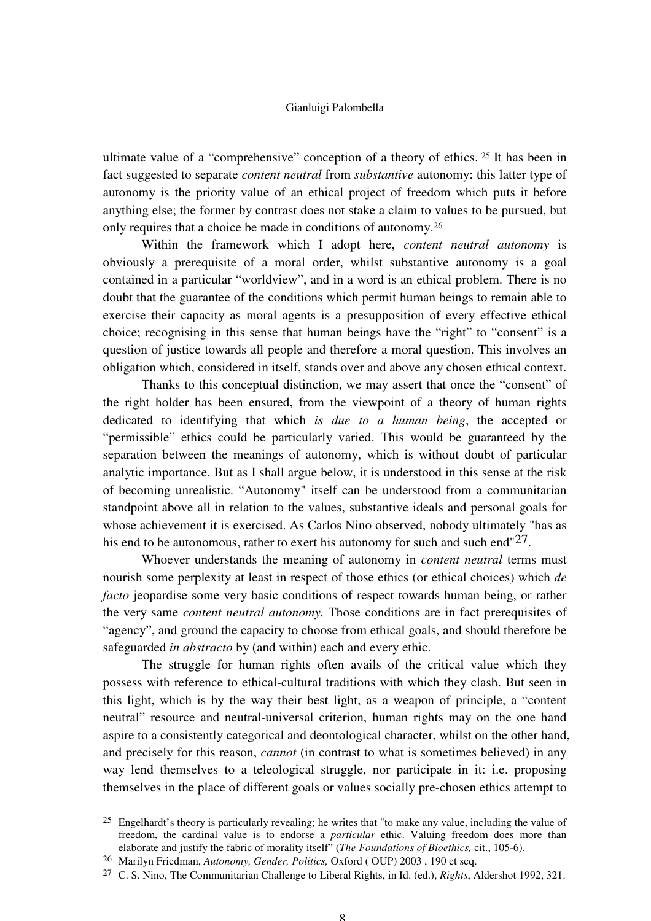ultimate value of a "comprehensive" conception of a theory of ethics. [25] It has been in fact suggested to separate *content neutral* from *substantive* autonomy: this latter type of autonomy is the priority value of an ethical project of freedom which puts it before anything else; the former by contrast does not stake a claim to values to be pursued, but only requires that a choice be made in conditions of autonomy.[26]

Within the framework which I adopt here, *content neutral autonomy* is obviously a prerequisite of a moral order, whilst substantive autonomy is a goal contained in a particular "worldview", and in a word is an ethical problem. There is no doubt that the guarantee of the conditions which permit human beings to remain able to exercise their capacity as moral agents is a presupposition of every effective ethical choice; recognising in this sense that human beings have the "right" to "consent" is a question of justice towards all people and therefore a moral question. This involves an obligation which, considered in itself, stands over and above any chosen ethical context.

Thanks to this conceptual distinction, we may assert that once the "consent" of the right holder has been ensured, from the viewpoint of a theory of human rights dedicated to identifying that which *is due to a human being*, the accepted or "permissible" ethics could be particularly varied. This would be guaranteed by the separation between the meanings of autonomy, which is without doubt of particular analytic importance. But as I shall argue below, it is understood in this sense at the risk of becoming unrealistic. "Autonomy" itself can be understood from a communitarian standpoint above all in relation to the values, substantive ideals and personal goals for whose achievement it is exercised. As Carlos Nino observed, nobody ultimately "has as his end to be autonomous, rather to exert his autonomy for such and such end"[27].

Whoever understands the meaning of autonomy in *content neutral* terms must nourish some perplexity at least in respect of those ethics (or ethical choices) which *de facto* jeopardise some very basic conditions of respect towards human being, or rather the very same *content neutral autonomy.* Those conditions are in fact prerequisites of "agency", and ground the capacity to choose from ethical goals, and should therefore be safeguarded *in abstracto* by (and within) each and every ethic.

The struggle for human rights often avails of the critical value which they possess with reference to ethical-cultural traditions with which they clash. But seen in this light, which is by the way their best light, as a weapon of principle, a "content neutral" resource and neutral-universal criterion, human rights may on the one hand aspire to a consistently categorical and deontological character, whilst on the other hand, and precisely for this reason, *cannot* (in contrast to what is sometimes believed) in any way lend themselves to a teleological struggle, nor participate in it: i.e. proposing themselves in the place of different goals or values socially pre-chosen ethics attempt to

---

[25] Engelhardt's theory is particularly revealing; he writes that "to make any value, including the value of freedom, the cardinal value is to endorse a *particular* ethic. Valuing freedom does more than elaborate and justify the fabric of morality itself" (*The Foundations of Bioethics,* cit., 105-6).

[26] Marilyn Friedman, *Autonomy, Gender, Politics,* Oxford ( OUP) 2003 , 190 et seq.

[27] C. S. Nino, The Communitarian Challenge to Liberal Rights, in Id. (ed.), *Rights*, Aldershot 1992, 321.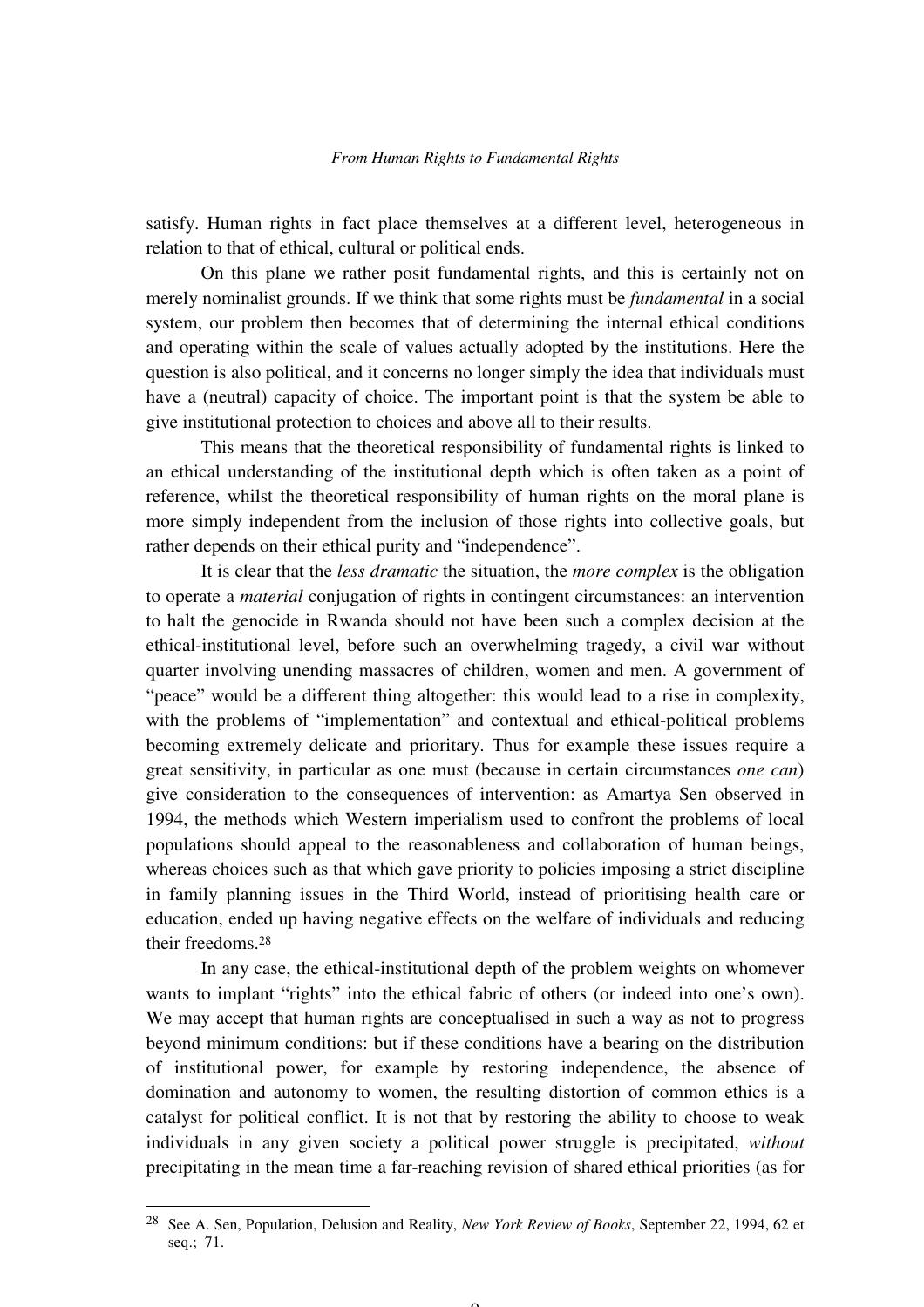satisfy. Human rights in fact place themselves at a different level, heterogeneous in relation to that of ethical, cultural or political ends.

On this plane we rather posit fundamental rights, and this is certainly not on merely nominalist grounds. If we think that some rights must be *fundamental* in a social system, our problem then becomes that of determining the internal ethical conditions and operating within the scale of values actually adopted by the institutions. Here the question is also political, and it concerns no longer simply the idea that individuals must have a (neutral) capacity of choice. The important point is that the system be able to give institutional protection to choices and above all to their results.

This means that the theoretical responsibility of fundamental rights is linked to an ethical understanding of the institutional depth which is often taken as a point of reference, whilst the theoretical responsibility of human rights on the moral plane is more simply independent from the inclusion of those rights into collective goals, but rather depends on their ethical purity and "independence".

It is clear that the *less dramatic* the situation, the *more complex* is the obligation to operate a *material* conjugation of rights in contingent circumstances: an intervention to halt the genocide in Rwanda should not have been such a complex decision at the ethical-institutional level, before such an overwhelming tragedy, a civil war without quarter involving unending massacres of children, women and men. A government of "peace" would be a different thing altogether: this would lead to a rise in complexity, with the problems of "implementation" and contextual and ethical-political problems becoming extremely delicate and prioritary. Thus for example these issues require a great sensitivity, in particular as one must (because in certain circumstances *one can*) give consideration to the consequences of intervention: as Amartya Sen observed in 1994, the methods which Western imperialism used to confront the problems of local populations should appeal to the reasonableness and collaboration of human beings, whereas choices such as that which gave priority to policies imposing a strict discipline in family planning issues in the Third World, instead of prioritising health care or education, ended up having negative effects on the welfare of individuals and reducing their freedoms.[28]

In any case, the ethical-institutional depth of the problem weights on whomever wants to implant "rights" into the ethical fabric of others (or indeed into one's own). We may accept that human rights are conceptualised in such a way as not to progress beyond minimum conditions: but if these conditions have a bearing on the distribution of institutional power, for example by restoring independence, the absence of domination and autonomy to women, the resulting distortion of common ethics is a catalyst for political conflict. It is not that by restoring the ability to choose to weak individuals in any given society a political power struggle is precipitated, *without* precipitating in the mean time a far-reaching revision of shared ethical priorities (as for

---

[28] See A. Sen, Population, Delusion and Reality, *New York Review of Books*, September 22, 1994, 62 et seq.; 71.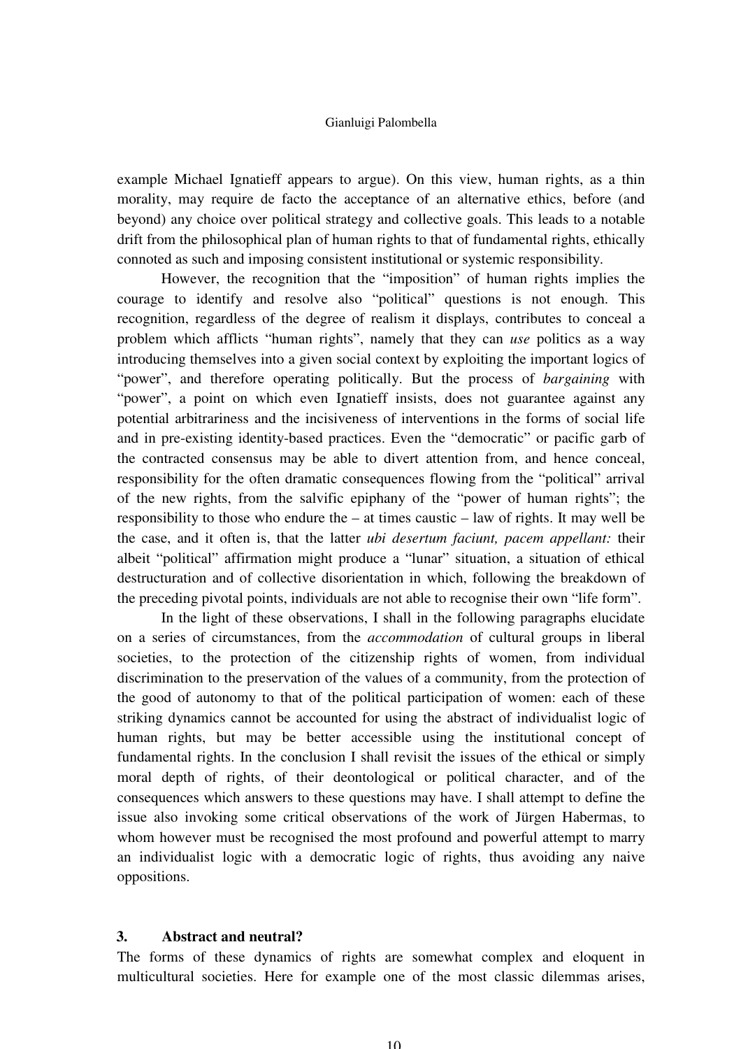example Michael Ignatieff appears to argue). On this view, human rights, as a thin morality, may require de facto the acceptance of an alternative ethics, before (and beyond) any choice over political strategy and collective goals. This leads to a notable drift from the philosophical plan of human rights to that of fundamental rights, ethically connoted as such and imposing consistent institutional or systemic responsibility.

However, the recognition that the "imposition" of human rights implies the courage to identify and resolve also "political" questions is not enough. This recognition, regardless of the degree of realism it displays, contributes to conceal a problem which afflicts "human rights", namely that they can *use* politics as a way introducing themselves into a given social context by exploiting the important logics of "power", and therefore operating politically. But the process of *bargaining* with "power", a point on which even Ignatieff insists, does not guarantee against any potential arbitrariness and the incisiveness of interventions in the forms of social life and in pre-existing identity-based practices. Even the "democratic" or pacific garb of the contracted consensus may be able to divert attention from, and hence conceal, responsibility for the often dramatic consequences flowing from the "political" arrival of the new rights, from the salvific epiphany of the "power of human rights"; the responsibility to those who endure the – at times caustic – law of rights. It may well be the case, and it often is, that the latter *ubi desertum faciunt, pacem appellant:* their albeit "political" affirmation might produce a "lunar" situation, a situation of ethical destructuration and of collective disorientation in which, following the breakdown of the preceding pivotal points, individuals are not able to recognise their own "life form".

In the light of these observations, I shall in the following paragraphs elucidate on a series of circumstances, from the *accommodation* of cultural groups in liberal societies, to the protection of the citizenship rights of women, from individual discrimination to the preservation of the values of a community, from the protection of the good of autonomy to that of the political participation of women: each of these striking dynamics cannot be accounted for using the abstract of individualist logic of human rights, but may be better accessible using the institutional concept of fundamental rights. In the conclusion I shall revisit the issues of the ethical or simply moral depth of rights, of their deontological or political character, and of the consequences which answers to these questions may have. I shall attempt to define the issue also invoking some critical observations of the work of Jürgen Habermas, to whom however must be recognised the most profound and powerful attempt to marry an individualist logic with a democratic logic of rights, thus avoiding any naive oppositions.

## 3. Abstract and neutral?

The forms of these dynamics of rights are somewhat complex and eloquent in multicultural societies. Here for example one of the most classic dilemmas arises,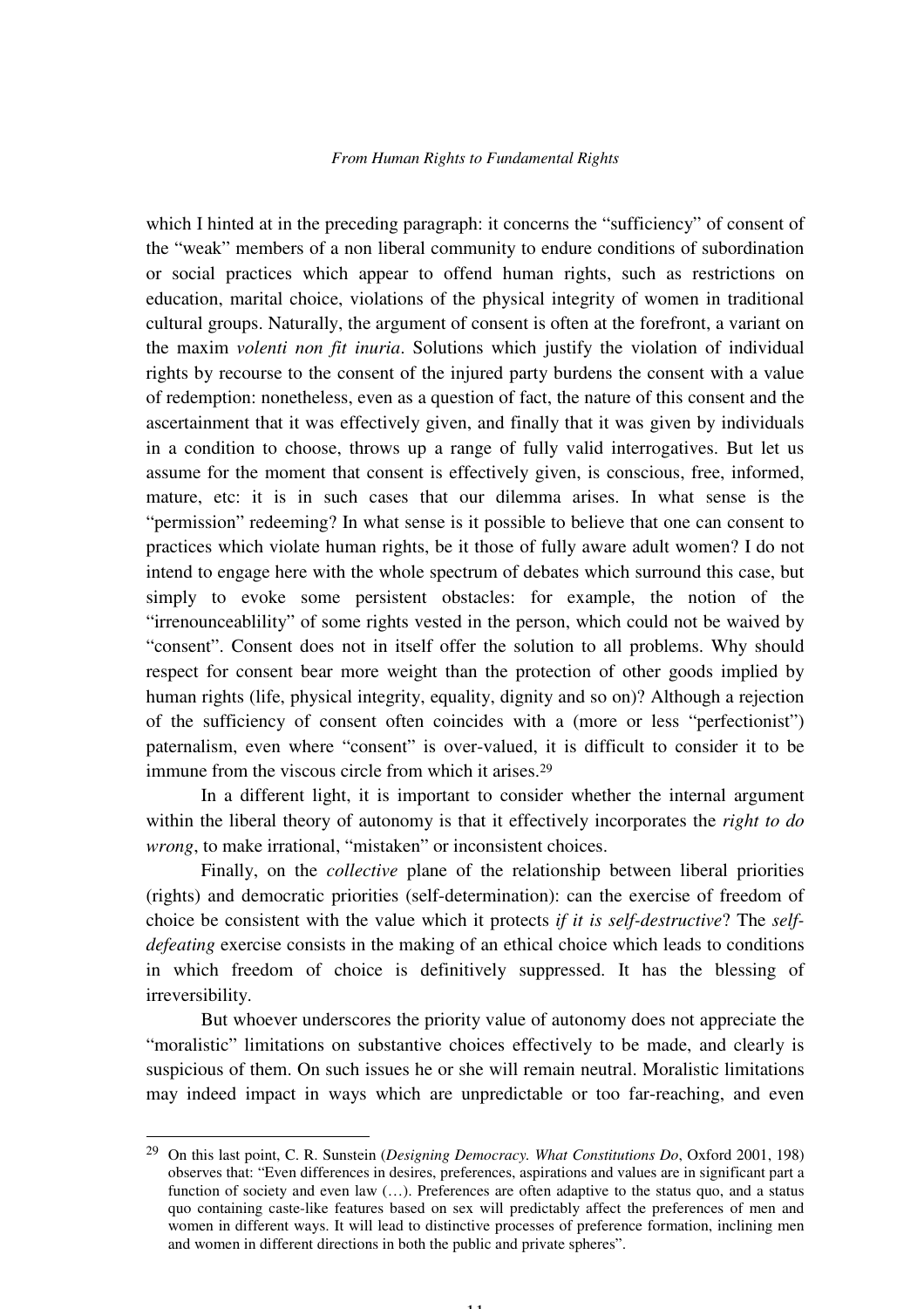which I hinted at in the preceding paragraph: it concerns the "sufficiency" of consent of the "weak" members of a non liberal community to endure conditions of subordination or social practices which appear to offend human rights, such as restrictions on education, marital choice, violations of the physical integrity of women in traditional cultural groups. Naturally, the argument of consent is often at the forefront, a variant on the maxim *volenti non fit inuria*. Solutions which justify the violation of individual rights by recourse to the consent of the injured party burdens the consent with a value of redemption: nonetheless, even as a question of fact, the nature of this consent and the ascertainment that it was effectively given, and finally that it was given by individuals in a condition to choose, throws up a range of fully valid interrogatives. But let us assume for the moment that consent is effectively given, is conscious, free, informed, mature, etc: it is in such cases that our dilemma arises. In what sense is the "permission" redeeming? In what sense is it possible to believe that one can consent to practices which violate human rights, be it those of fully aware adult women? I do not intend to engage here with the whole spectrum of debates which surround this case, but simply to evoke some persistent obstacles: for example, the notion of the "irrenounceablility" of some rights vested in the person, which could not be waived by "consent". Consent does not in itself offer the solution to all problems. Why should respect for consent bear more weight than the protection of other goods implied by human rights (life, physical integrity, equality, dignity and so on)? Although a rejection of the sufficiency of consent often coincides with a (more or less "perfectionist") paternalism, even where "consent" is over-valued, it is difficult to consider it to be immune from the viscous circle from which it arises.[29]

In a different light, it is important to consider whether the internal argument within the liberal theory of autonomy is that it effectively incorporates the *right to do wrong*, to make irrational, "mistaken" or inconsistent choices.

Finally, on the *collective* plane of the relationship between liberal priorities (rights) and democratic priorities (self-determination): can the exercise of freedom of choice be consistent with the value which it protects *if it is self-destructive*? The *self-defeating* exercise consists in the making of an ethical choice which leads to conditions in which freedom of choice is definitively suppressed. It has the blessing of irreversibility.

But whoever underscores the priority value of autonomy does not appreciate the "moralistic" limitations on substantive choices effectively to be made, and clearly is suspicious of them. On such issues he or she will remain neutral. Moralistic limitations may indeed impact in ways which are unpredictable or too far-reaching, and even

---

[29] On this last point, C. R. Sunstein (*Designing Democracy. What Constitutions Do*, Oxford 2001, 198) observes that: "Even differences in desires, preferences, aspirations and values are in significant part a function of society and even law (…). Preferences are often adaptive to the status quo, and a status quo containing caste-like features based on sex will predictably affect the preferences of men and women in different ways. It will lead to distinctive processes of preference formation, inclining men and women in different directions in both the public and private spheres".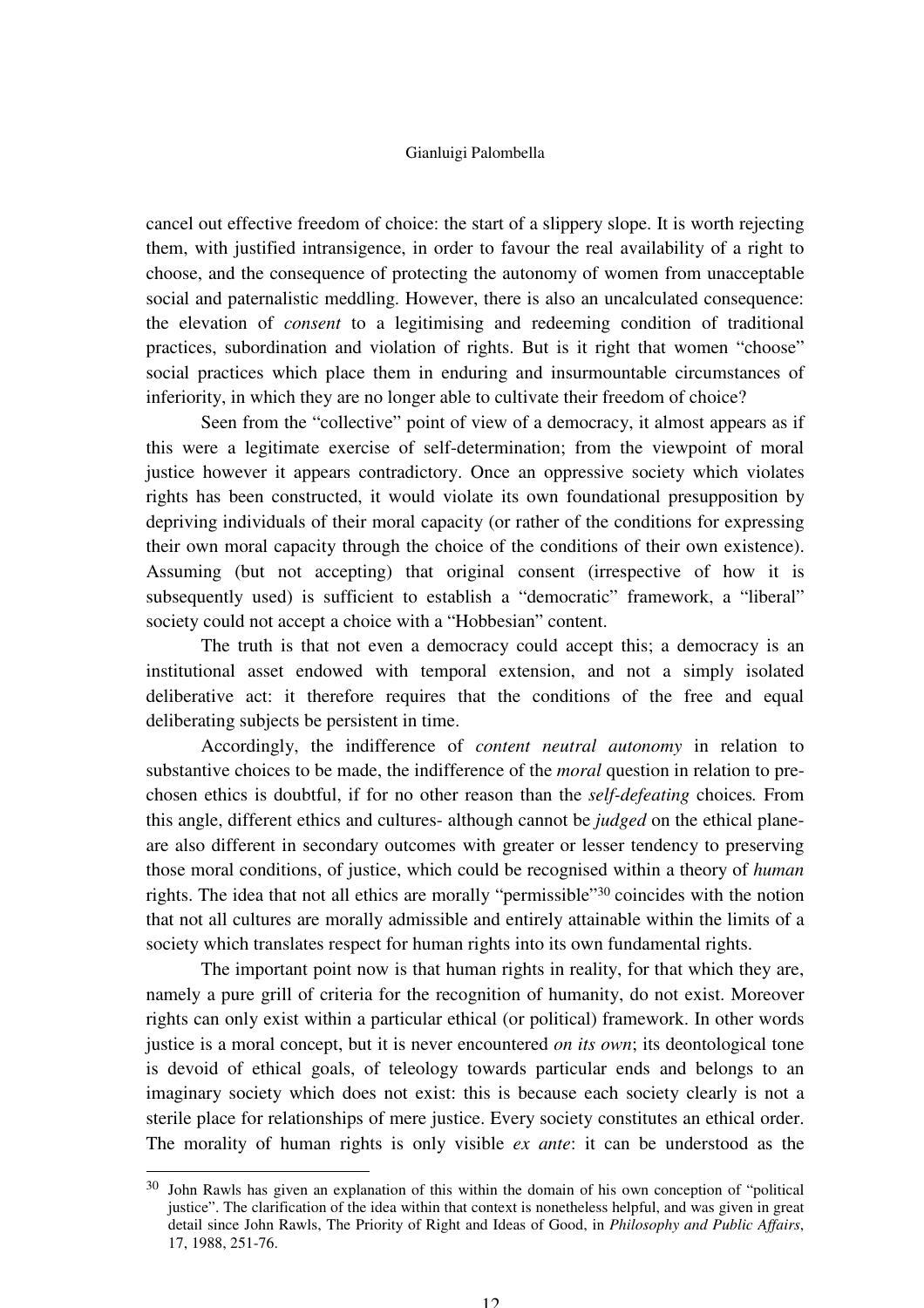cancel out effective freedom of choice: the start of a slippery slope. It is worth rejecting them, with justified intransigence, in order to favour the real availability of a right to choose, and the consequence of protecting the autonomy of women from unacceptable social and paternalistic meddling. However, there is also an uncalculated consequence: the elevation of *consent* to a legitimising and redeeming condition of traditional practices, subordination and violation of rights. But is it right that women "choose" social practices which place them in enduring and insurmountable circumstances of inferiority, in which they are no longer able to cultivate their freedom of choice?

Seen from the "collective" point of view of a democracy, it almost appears as if this were a legitimate exercise of self-determination; from the viewpoint of moral justice however it appears contradictory. Once an oppressive society which violates rights has been constructed, it would violate its own foundational presupposition by depriving individuals of their moral capacity (or rather of the conditions for expressing their own moral capacity through the choice of the conditions of their own existence). Assuming (but not accepting) that original consent (irrespective of how it is subsequently used) is sufficient to establish a "democratic" framework, a "liberal" society could not accept a choice with a "Hobbesian" content.

The truth is that not even a democracy could accept this; a democracy is an institutional asset endowed with temporal extension, and not a simply isolated deliberative act: it therefore requires that the conditions of the free and equal deliberating subjects be persistent in time.

Accordingly, the indifference of *content neutral autonomy* in relation to substantive choices to be made, the indifference of the *moral* question in relation to pre-chosen ethics is doubtful, if for no other reason than the *self-defeating* choices*.* From this angle, different ethics and cultures- although cannot be *judged* on the ethical plane- are also different in secondary outcomes with greater or lesser tendency to preserving those moral conditions, of justice, which could be recognised within a theory of *human* rights. The idea that not all ethics are morally "permissible"[30] coincides with the notion that not all cultures are morally admissible and entirely attainable within the limits of a society which translates respect for human rights into its own fundamental rights.

The important point now is that human rights in reality, for that which they are, namely a pure grill of criteria for the recognition of humanity, do not exist. Moreover rights can only exist within a particular ethical (or political) framework. In other words justice is a moral concept, but it is never encountered *on its own*; its deontological tone is devoid of ethical goals, of teleology towards particular ends and belongs to an imaginary society which does not exist: this is because each society clearly is not a sterile place for relationships of mere justice. Every society constitutes an ethical order. The morality of human rights is only visible *ex ante*: it can be understood as the

---

[30] John Rawls has given an explanation of this within the domain of his own conception of "political justice". The clarification of the idea within that context is nonetheless helpful, and was given in great detail since John Rawls, The Priority of Right and Ideas of Good, in *Philosophy and Public Affairs*, 17, 1988, 251-76.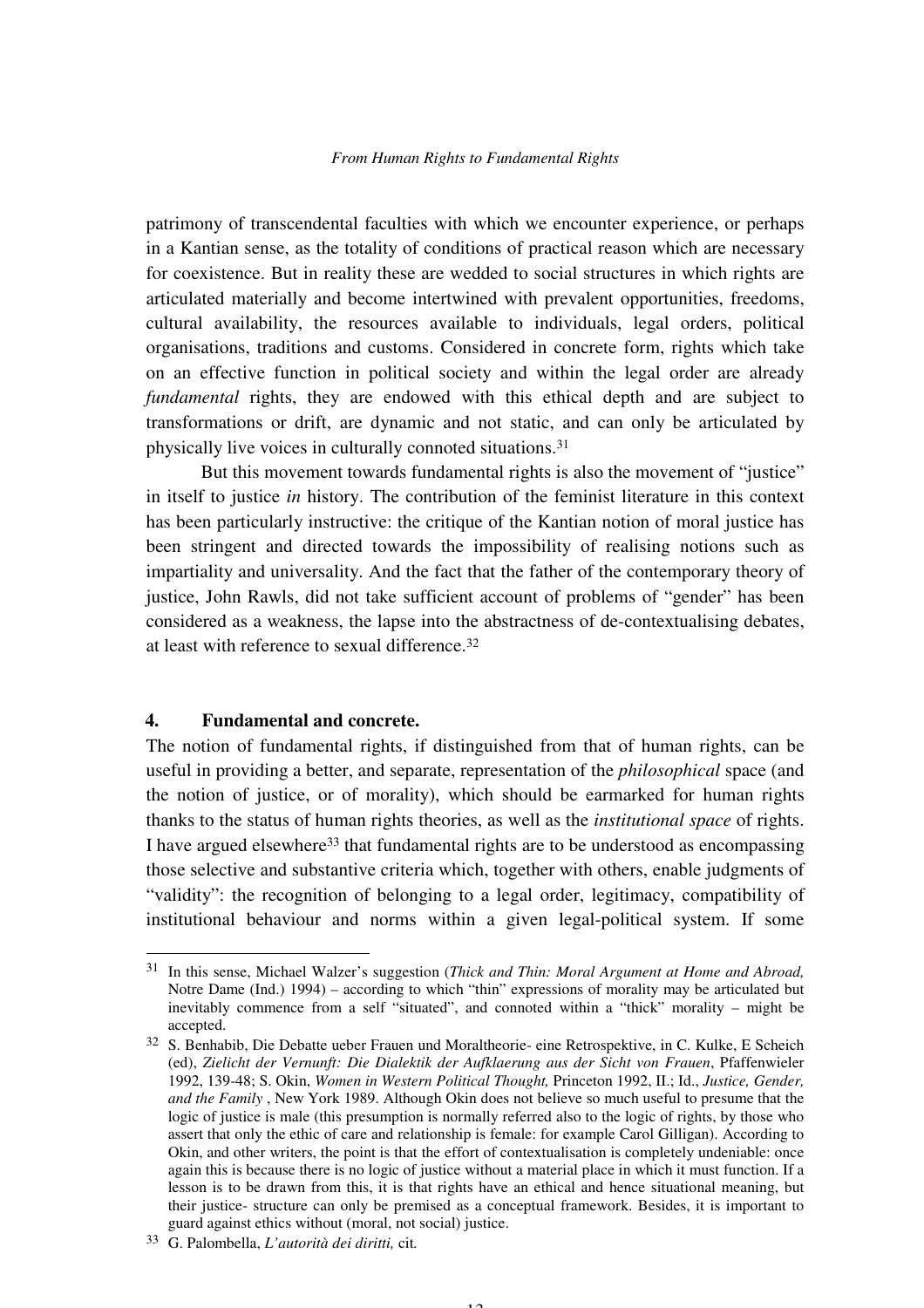patrimony of transcendental faculties with which we encounter experience, or perhaps in a Kantian sense, as the totality of conditions of practical reason which are necessary for coexistence. But in reality these are wedded to social structures in which rights are articulated materially and become intertwined with prevalent opportunities, freedoms, cultural availability, the resources available to individuals, legal orders, political organisations, traditions and customs. Considered in concrete form, rights which take on an effective function in political society and within the legal order are already *fundamental* rights, they are endowed with this ethical depth and are subject to transformations or drift, are dynamic and not static, and can only be articulated by physically live voices in culturally connoted situations.[31]

But this movement towards fundamental rights is also the movement of "justice" in itself to justice *in* history. The contribution of the feminist literature in this context has been particularly instructive: the critique of the Kantian notion of moral justice has been stringent and directed towards the impossibility of realising notions such as impartiality and universality. And the fact that the father of the contemporary theory of justice, John Rawls, did not take sufficient account of problems of "gender" has been considered as a weakness, the lapse into the abstractness of de-contextualising debates, at least with reference to sexual difference.[32]

## 4. Fundamental and concrete.

The notion of fundamental rights, if distinguished from that of human rights, can be useful in providing a better, and separate, representation of the *philosophical* space (and the notion of justice, or of morality), which should be earmarked for human rights thanks to the status of human rights theories, as well as the *institutional space* of rights. I have argued elsewhere[33] that fundamental rights are to be understood as encompassing those selective and substantive criteria which, together with others, enable judgments of "validity": the recognition of belonging to a legal order, legitimacy, compatibility of institutional behaviour and norms within a given legal-political system. If some

---

[31] In this sense, Michael Walzer's suggestion (*Thick and Thin: Moral Argument at Home and Abroad,* Notre Dame (Ind.) 1994) – according to which "thin" expressions of morality may be articulated but inevitably commence from a self "situated", and connoted within a "thick" morality – might be accepted.

[32] S. Benhabib, Die Debatte ueber Frauen und Moraltheorie- eine Retrospektive, in C. Kulke, E Scheich (ed), *Zielicht der Vernunft: Die Dialektik der Aufklaerung aus der Sicht von Frauen*, Pfaffenwieler 1992, 139-48; S. Okin, *Women in Western Political Thought,* Princeton 1992, II.; Id., *Justice, Gender, and the Family* , New York 1989. Although Okin does not believe so much useful to presume that the logic of justice is male (this presumption is normally referred also to the logic of rights, by those who assert that only the ethic of care and relationship is female: for example Carol Gilligan). According to Okin, and other writers, the point is that the effort of contextualisation is completely undeniable: once again this is because there is no logic of justice without a material place in which it must function. If a lesson is to be drawn from this, it is that rights have an ethical and hence situational meaning, but their justice- structure can only be premised as a conceptual framework. Besides, it is important to guard against ethics without (moral, not social) justice.

[33] G. Palombella, *L'autorità dei diritti,* cit*.*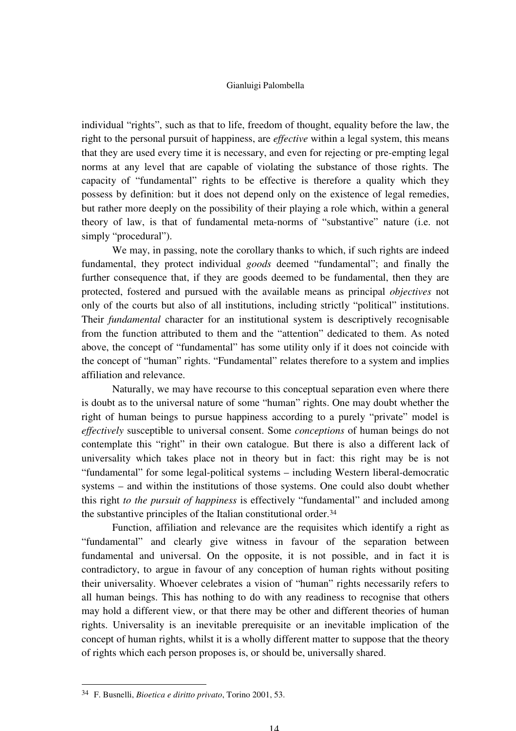individual "rights", such as that to life, freedom of thought, equality before the law, the right to the personal pursuit of happiness, are *effective* within a legal system, this means that they are used every time it is necessary, and even for rejecting or pre-empting legal norms at any level that are capable of violating the substance of those rights. The capacity of "fundamental" rights to be effective is therefore a quality which they possess by definition: but it does not depend only on the existence of legal remedies, but rather more deeply on the possibility of their playing a role which, within a general theory of law, is that of fundamental meta-norms of "substantive" nature (i.e. not simply "procedural").

We may, in passing, note the corollary thanks to which, if such rights are indeed fundamental, they protect individual *goods* deemed "fundamental"; and finally the further consequence that, if they are goods deemed to be fundamental, then they are protected, fostered and pursued with the available means as principal *objectives* not only of the courts but also of all institutions, including strictly "political" institutions. Their *fundamental* character for an institutional system is descriptively recognisable from the function attributed to them and the "attention" dedicated to them. As noted above, the concept of "fundamental" has some utility only if it does not coincide with the concept of "human" rights. "Fundamental" relates therefore to a system and implies affiliation and relevance.

Naturally, we may have recourse to this conceptual separation even where there is doubt as to the universal nature of some "human" rights. One may doubt whether the right of human beings to pursue happiness according to a purely "private" model is *effectively* susceptible to universal consent. Some *conceptions* of human beings do not contemplate this "right" in their own catalogue. But there is also a different lack of universality which takes place not in theory but in fact: this right may be is not "fundamental" for some legal-political systems – including Western liberal-democratic systems – and within the institutions of those systems. One could also doubt whether this right *to the pursuit of happiness* is effectively "fundamental" and included among the substantive principles of the Italian constitutional order.[34]

Function, affiliation and relevance are the requisites which identify a right as "fundamental" and clearly give witness in favour of the separation between fundamental and universal. On the opposite, it is not possible, and in fact it is contradictory, to argue in favour of any conception of human rights without positing their universality. Whoever celebrates a vision of "human" rights necessarily refers to all human beings. This has nothing to do with any readiness to recognise that others may hold a different view, or that there may be other and different theories of human rights. Universality is an inevitable prerequisite or an inevitable implication of the concept of human rights, whilst it is a wholly different matter to suppose that the theory of rights which each person proposes is, or should be, universally shared.

---

[34] F. Busnelli, *Bioetica e diritto privato*, Torino 2001, 53.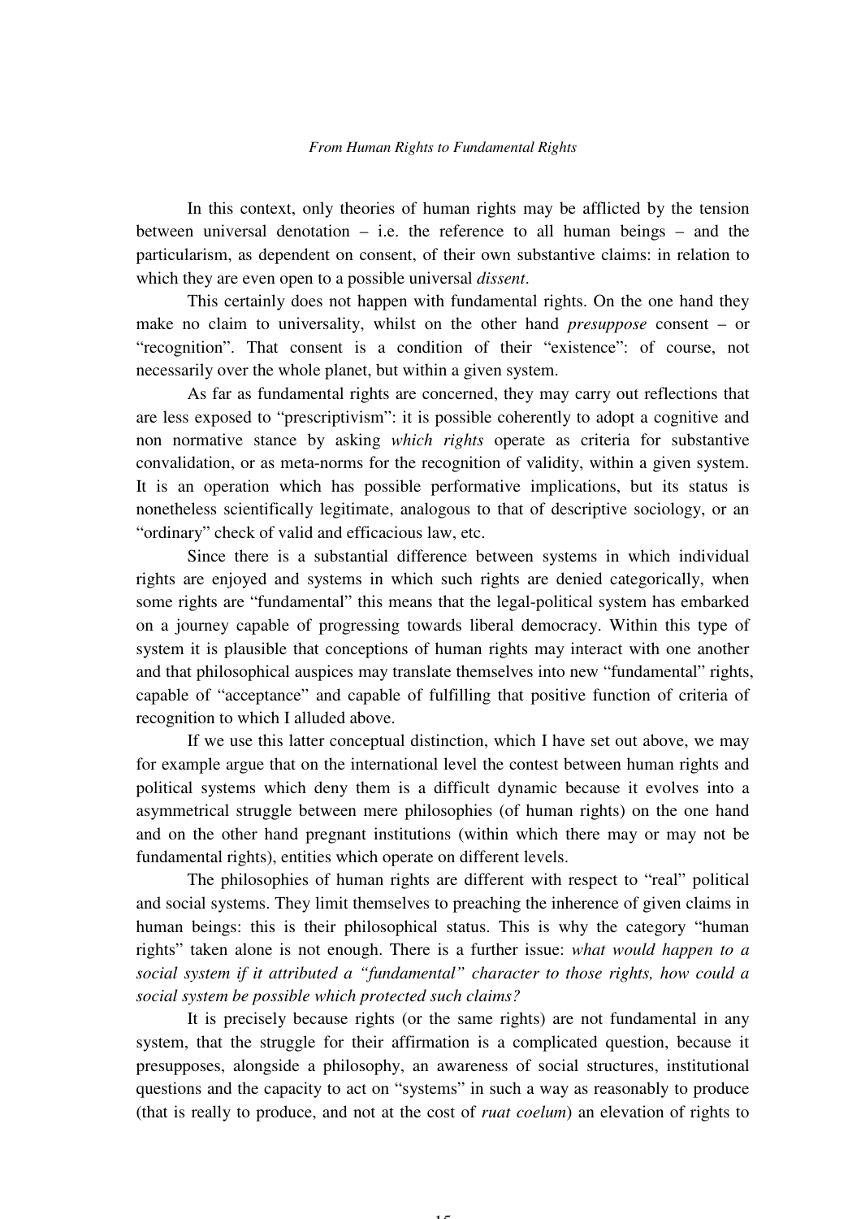In this context, only theories of human rights may be afflicted by the tension between universal denotation – i.e. the reference to all human beings – and the particularism, as dependent on consent, of their own substantive claims: in relation to which they are even open to a possible universal *dissent*.

This certainly does not happen with fundamental rights. On the one hand they make no claim to universality, whilst on the other hand *presuppose* consent – or "recognition". That consent is a condition of their "existence": of course, not necessarily over the whole planet, but within a given system.

As far as fundamental rights are concerned, they may carry out reflections that are less exposed to "prescriptivism": it is possible coherently to adopt a cognitive and non normative stance by asking *which rights* operate as criteria for substantive convalidation, or as meta-norms for the recognition of validity, within a given system. It is an operation which has possible performative implications, but its status is nonetheless scientifically legitimate, analogous to that of descriptive sociology, or an "ordinary" check of valid and efficacious law, etc.

Since there is a substantial difference between systems in which individual rights are enjoyed and systems in which such rights are denied categorically, when some rights are "fundamental" this means that the legal-political system has embarked on a journey capable of progressing towards liberal democracy. Within this type of system it is plausible that conceptions of human rights may interact with one another and that philosophical auspices may translate themselves into new "fundamental" rights, capable of "acceptance" and capable of fulfilling that positive function of criteria of recognition to which I alluded above.

If we use this latter conceptual distinction, which I have set out above, we may for example argue that on the international level the contest between human rights and political systems which deny them is a difficult dynamic because it evolves into a asymmetrical struggle between mere philosophies (of human rights) on the one hand and on the other hand pregnant institutions (within which there may or may not be fundamental rights), entities which operate on different levels.

The philosophies of human rights are different with respect to "real" political and social systems. They limit themselves to preaching the inherence of given claims in human beings: this is their philosophical status. This is why the category "human rights" taken alone is not enough. There is a further issue: *what would happen to a social system if it attributed a "fundamental" character to those rights, how could a social system be possible which protected such claims?*

It is precisely because rights (or the same rights) are not fundamental in any system, that the struggle for their affirmation is a complicated question, because it presupposes, alongside a philosophy, an awareness of social structures, institutional questions and the capacity to act on "systems" in such a way as reasonably to produce (that is really to produce, and not at the cost of *ruat coelum*) an elevation of rights to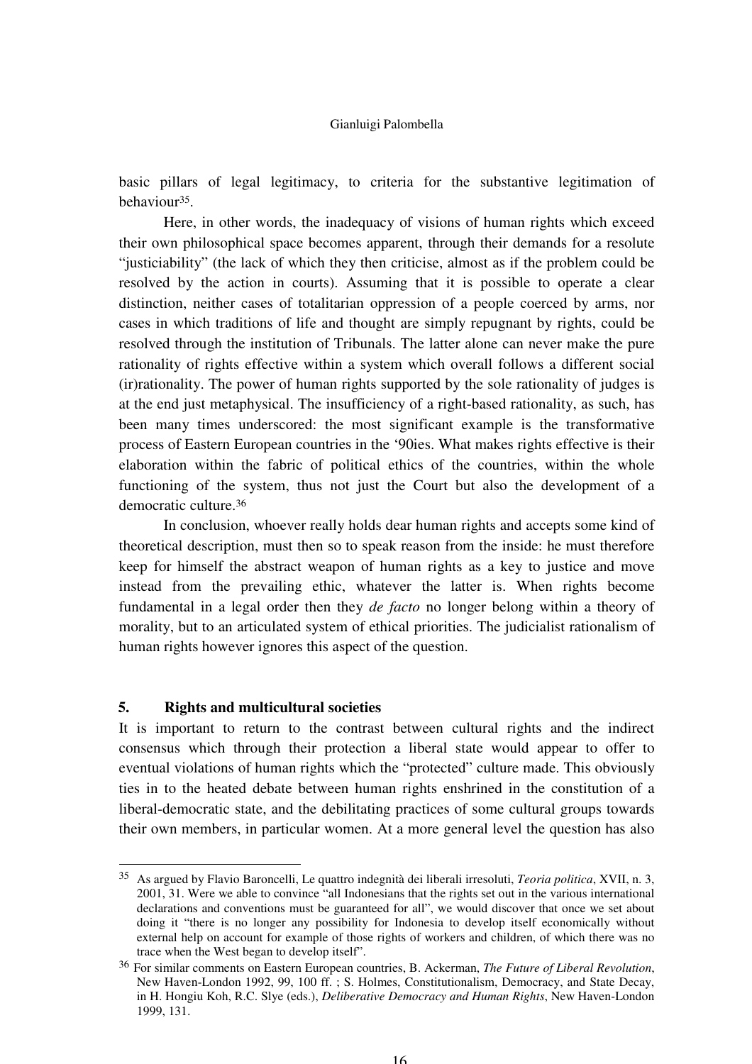basic pillars of legal legitimacy, to criteria for the substantive legitimation of behaviour[35].

Here, in other words, the inadequacy of visions of human rights which exceed their own philosophical space becomes apparent, through their demands for a resolute "justiciability" (the lack of which they then criticise, almost as if the problem could be resolved by the action in courts). Assuming that it is possible to operate a clear distinction, neither cases of totalitarian oppression of a people coerced by arms, nor cases in which traditions of life and thought are simply repugnant by rights, could be resolved through the institution of Tribunals. The latter alone can never make the pure rationality of rights effective within a system which overall follows a different social (ir)rationality. The power of human rights supported by the sole rationality of judges is at the end just metaphysical. The insufficiency of a right-based rationality, as such, has been many times underscored: the most significant example is the transformative process of Eastern European countries in the '90ies. What makes rights effective is their elaboration within the fabric of political ethics of the countries, within the whole functioning of the system, thus not just the Court but also the development of a democratic culture.[36]

In conclusion, whoever really holds dear human rights and accepts some kind of theoretical description, must then so to speak reason from the inside: he must therefore keep for himself the abstract weapon of human rights as a key to justice and move instead from the prevailing ethic, whatever the latter is. When rights become fundamental in a legal order then they *de facto* no longer belong within a theory of morality, but to an articulated system of ethical priorities. The judicialist rationalism of human rights however ignores this aspect of the question.

## 5. Rights and multicultural societies

It is important to return to the contrast between cultural rights and the indirect consensus which through their protection a liberal state would appear to offer to eventual violations of human rights which the "protected" culture made. This obviously ties in to the heated debate between human rights enshrined in the constitution of a liberal-democratic state, and the debilitating practices of some cultural groups towards their own members, in particular women. At a more general level the question has also

---

[35] As argued by Flavio Baroncelli, Le quattro indegnità dei liberali irresoluti, *Teoria politica*, XVII, n. 3, 2001, 31. Were we able to convince "all Indonesians that the rights set out in the various international declarations and conventions must be guaranteed for all", we would discover that once we set about doing it "there is no longer any possibility for Indonesia to develop itself economically without external help on account for example of those rights of workers and children, of which there was no trace when the West began to develop itself".

[36] For similar comments on Eastern European countries, B. Ackerman, *The Future of Liberal Revolution*, New Haven-London 1992, 99, 100 ff. ; S. Holmes, Constitutionalism, Democracy, and State Decay, in H. Hongiu Koh, R.C. Slye (eds.), *Deliberative Democracy and Human Rights*, New Haven-London 1999, 131.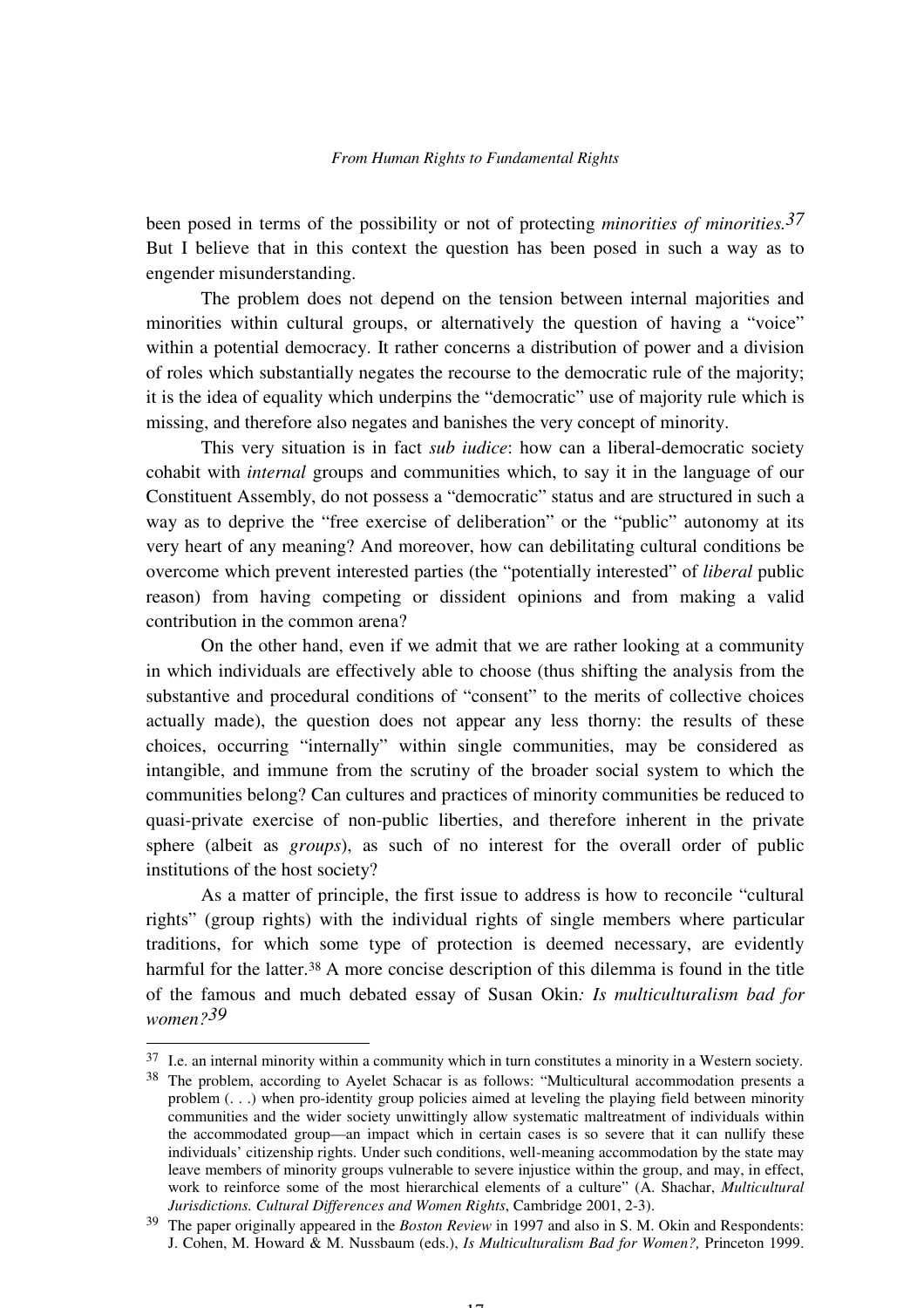been posed in terms of the possibility or not of protecting *minorities of minorities.*[37] But I believe that in this context the question has been posed in such a way as to engender misunderstanding.

The problem does not depend on the tension between internal majorities and minorities within cultural groups, or alternatively the question of having a "voice" within a potential democracy. It rather concerns a distribution of power and a division of roles which substantially negates the recourse to the democratic rule of the majority; it is the idea of equality which underpins the "democratic" use of majority rule which is missing, and therefore also negates and banishes the very concept of minority.

This very situation is in fact *sub iudice*: how can a liberal-democratic society cohabit with *internal* groups and communities which, to say it in the language of our Constituent Assembly, do not possess a "democratic" status and are structured in such a way as to deprive the "free exercise of deliberation" or the "public" autonomy at its very heart of any meaning? And moreover, how can debilitating cultural conditions be overcome which prevent interested parties (the "potentially interested" of *liberal* public reason) from having competing or dissident opinions and from making a valid contribution in the common arena?

On the other hand, even if we admit that we are rather looking at a community in which individuals are effectively able to choose (thus shifting the analysis from the substantive and procedural conditions of "consent" to the merits of collective choices actually made), the question does not appear any less thorny: the results of these choices, occurring "internally" within single communities, may be considered as intangible, and immune from the scrutiny of the broader social system to which the communities belong? Can cultures and practices of minority communities be reduced to quasi-private exercise of non-public liberties, and therefore inherent in the private sphere (albeit as *groups*), as such of no interest for the overall order of public institutions of the host society?

As a matter of principle, the first issue to address is how to reconcile "cultural rights" (group rights) with the individual rights of single members where particular traditions, for which some type of protection is deemed necessary, are evidently harmful for the latter.[38] A more concise description of this dilemma is found in the title of the famous and much debated essay of Susan Okin*: Is multiculturalism bad for women?*[39]

---

[37] I.e. an internal minority within a community which in turn constitutes a minority in a Western society.

[38] The problem, according to Ayelet Schacar is as follows: "Multicultural accommodation presents a problem (. . .) when pro-identity group policies aimed at leveling the playing field between minority communities and the wider society unwittingly allow systematic maltreatment of individuals within the accommodated group—an impact which in certain cases is so severe that it can nullify these individuals' citizenship rights. Under such conditions, well-meaning accommodation by the state may leave members of minority groups vulnerable to severe injustice within the group, and may, in effect, work to reinforce some of the most hierarchical elements of a culture" (A. Shachar, *Multicultural Jurisdictions. Cultural Differences and Women Rights*, Cambridge 2001, 2-3).

[39] The paper originally appeared in the *Boston Review* in 1997 and also in S. M. Okin and Respondents: J. Cohen, M. Howard & M. Nussbaum (eds.), *Is Multiculturalism Bad for Women?,* Princeton 1999.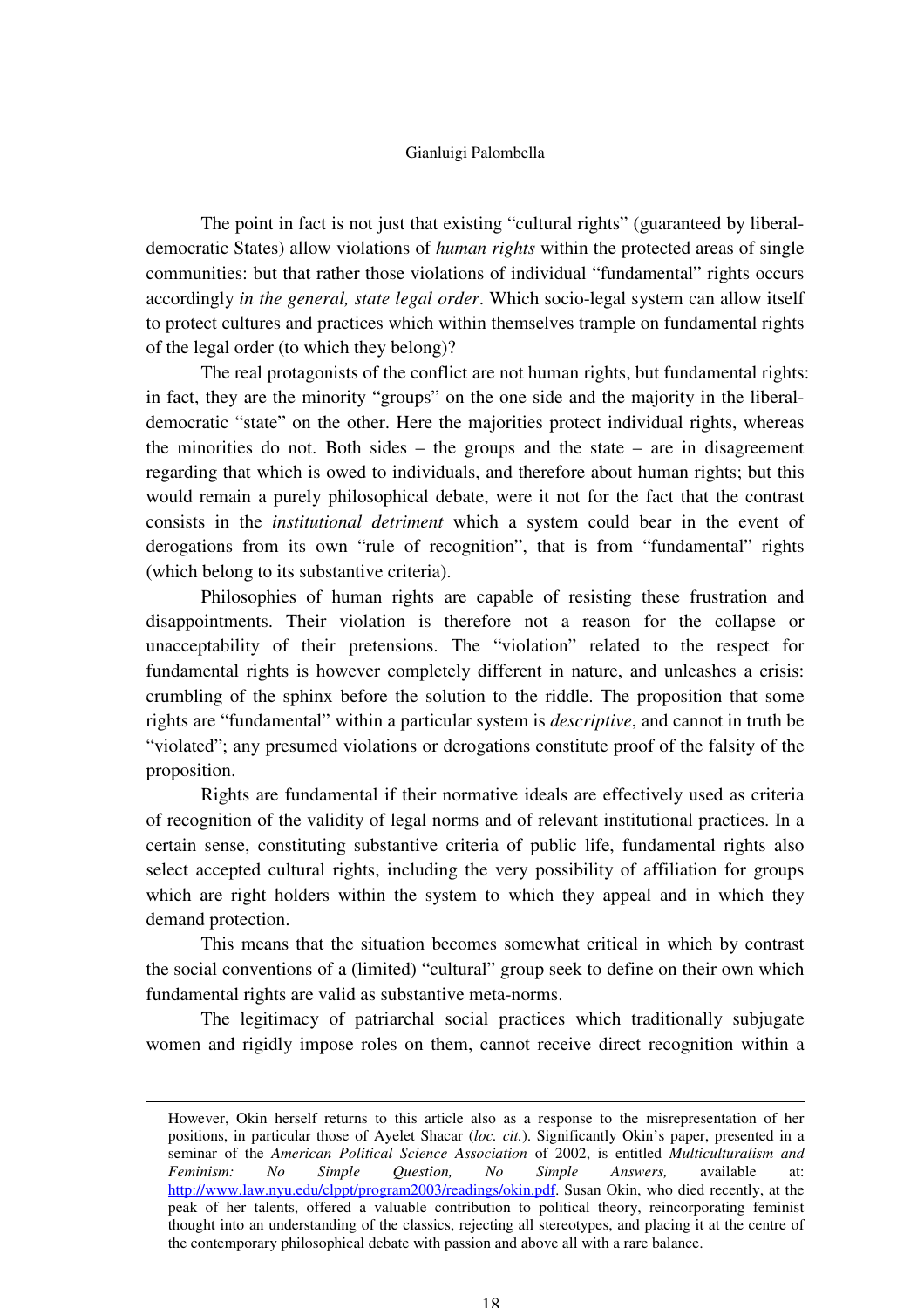The point in fact is not just that existing "cultural rights" (guaranteed by liberal-democratic States) allow violations of *human rights* within the protected areas of single communities: but that rather those violations of individual "fundamental" rights occurs accordingly *in the general, state legal order*. Which socio-legal system can allow itself to protect cultures and practices which within themselves trample on fundamental rights of the legal order (to which they belong)?

The real protagonists of the conflict are not human rights, but fundamental rights: in fact, they are the minority "groups" on the one side and the majority in the liberal-democratic "state" on the other. Here the majorities protect individual rights, whereas the minorities do not. Both sides – the groups and the state – are in disagreement regarding that which is owed to individuals, and therefore about human rights; but this would remain a purely philosophical debate, were it not for the fact that the contrast consists in the *institutional detriment* which a system could bear in the event of derogations from its own "rule of recognition", that is from "fundamental" rights (which belong to its substantive criteria).

Philosophies of human rights are capable of resisting these frustration and disappointments. Their violation is therefore not a reason for the collapse or unacceptability of their pretensions. The "violation" related to the respect for fundamental rights is however completely different in nature, and unleashes a crisis: crumbling of the sphinx before the solution to the riddle. The proposition that some rights are "fundamental" within a particular system is *descriptive*, and cannot in truth be "violated"; any presumed violations or derogations constitute proof of the falsity of the proposition.

Rights are fundamental if their normative ideals are effectively used as criteria of recognition of the validity of legal norms and of relevant institutional practices. In a certain sense, constituting substantive criteria of public life, fundamental rights also select accepted cultural rights, including the very possibility of affiliation for groups which are right holders within the system to which they appeal and in which they demand protection.

This means that the situation becomes somewhat critical in which by contrast the social conventions of a (limited) "cultural" group seek to define on their own which fundamental rights are valid as substantive meta-norms.

The legitimacy of patriarchal social practices which traditionally subjugate women and rigidly impose roles on them, cannot receive direct recognition within a

---

However, Okin herself returns to this article also as a response to the misrepresentation of her positions, in particular those of Ayelet Shacar (*loc. cit.*). Significantly Okin's paper, presented in a seminar of the *American Political Science Association* of 2002, is entitled *Multiculturalism and Feminism: No Simple Question, No Simple Answers,* available at: http://www.law.nyu.edu/clppt/program2003/readings/okin.pdf. Susan Okin, who died recently, at the peak of her talents, offered a valuable contribution to political theory, reincorporating feminist thought into an understanding of the classics, rejecting all stereotypes, and placing it at the centre of the contemporary philosophical debate with passion and above all with a rare balance.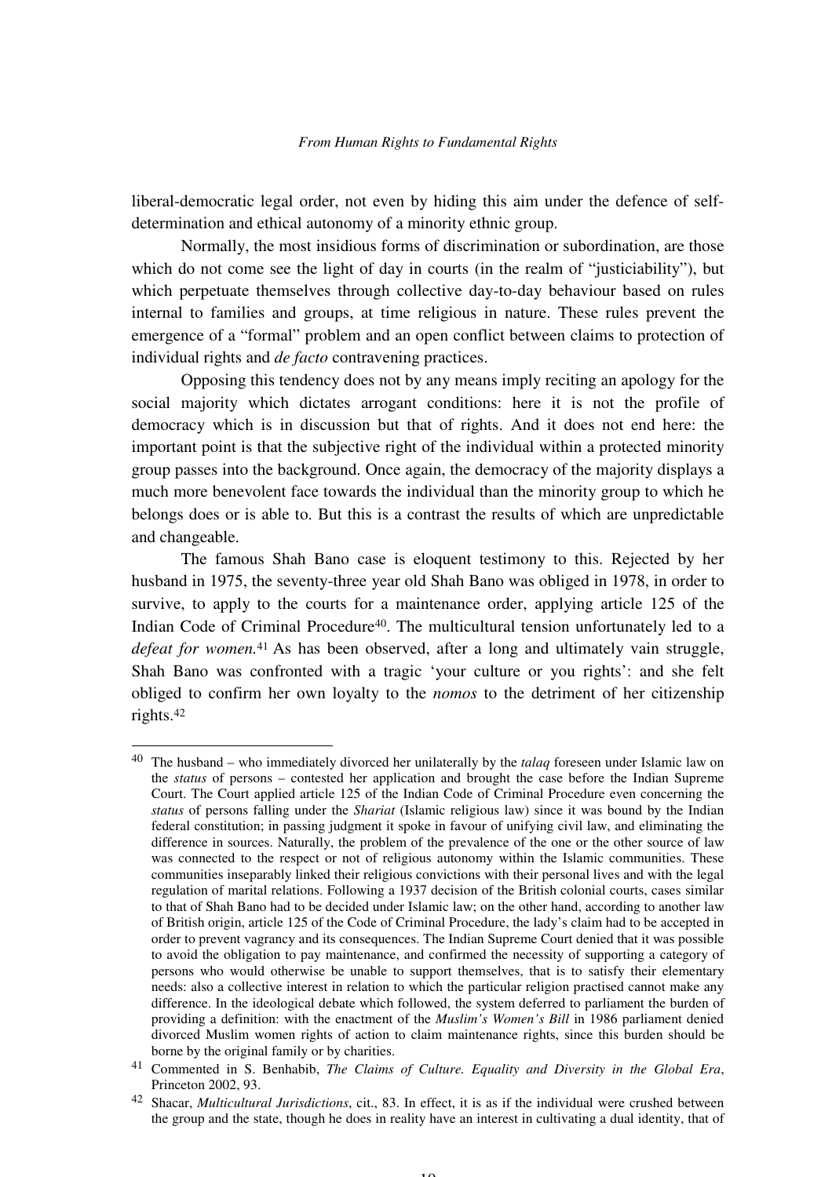liberal-democratic legal order, not even by hiding this aim under the defence of self-determination and ethical autonomy of a minority ethnic group.

Normally, the most insidious forms of discrimination or subordination, are those which do not come see the light of day in courts (in the realm of "justiciability"), but which perpetuate themselves through collective day-to-day behaviour based on rules internal to families and groups, at time religious in nature. These rules prevent the emergence of a "formal" problem and an open conflict between claims to protection of individual rights and *de facto* contravening practices.

Opposing this tendency does not by any means imply reciting an apology for the social majority which dictates arrogant conditions: here it is not the profile of democracy which is in discussion but that of rights. And it does not end here: the important point is that the subjective right of the individual within a protected minority group passes into the background. Once again, the democracy of the majority displays a much more benevolent face towards the individual than the minority group to which he belongs does or is able to. But this is a contrast the results of which are unpredictable and changeable.

The famous Shah Bano case is eloquent testimony to this. Rejected by her husband in 1975, the seventy-three year old Shah Bano was obliged in 1978, in order to survive, to apply to the courts for a maintenance order, applying article 125 of the Indian Code of Criminal Procedure[40]. The multicultural tension unfortunately led to a *defeat for women*.[41] As has been observed, after a long and ultimately vain struggle, Shah Bano was confronted with a tragic 'your culture or you rights': and she felt obliged to confirm her own loyalty to the *nomos* to the detriment of her citizenship rights.[42]

---

[40] The husband – who immediately divorced her unilaterally by the *talaq* foreseen under Islamic law on the *status* of persons – contested her application and brought the case before the Indian Supreme Court. The Court applied article 125 of the Indian Code of Criminal Procedure even concerning the *status* of persons falling under the *Shariat* (Islamic religious law) since it was bound by the Indian federal constitution; in passing judgment it spoke in favour of unifying civil law, and eliminating the difference in sources. Naturally, the problem of the prevalence of the one or the other source of law was connected to the respect or not of religious autonomy within the Islamic communities. These communities inseparably linked their religious convictions with their personal lives and with the legal regulation of marital relations. Following a 1937 decision of the British colonial courts, cases similar to that of Shah Bano had to be decided under Islamic law; on the other hand, according to another law of British origin, article 125 of the Code of Criminal Procedure, the lady's claim had to be accepted in order to prevent vagrancy and its consequences. The Indian Supreme Court denied that it was possible to avoid the obligation to pay maintenance, and confirmed the necessity of supporting a category of persons who would otherwise be unable to support themselves, that is to satisfy their elementary needs: also a collective interest in relation to which the particular religion practised cannot make any difference. In the ideological debate which followed, the system deferred to parliament the burden of providing a definition: with the enactment of the *Muslim's Women's Bill* in 1986 parliament denied divorced Muslim women rights of action to claim maintenance rights, since this burden should be borne by the original family or by charities.

[41] Commented in S. Benhabib, *The Claims of Culture. Equality and Diversity in the Global Era*, Princeton 2002, 93.

[42] Shacar, *Multicultural Jurisdictions*, cit., 83. In effect, it is as if the individual were crushed between the group and the state, though he does in reality have an interest in cultivating a dual identity, that of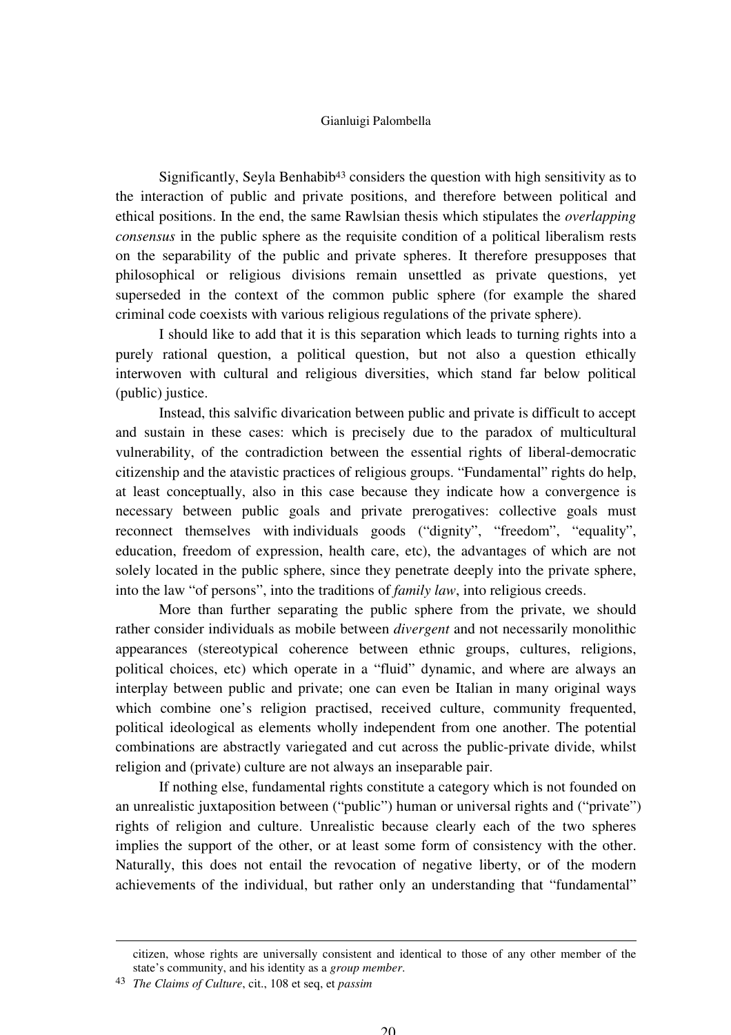Significantly, Seyla Benhabib[43] considers the question with high sensitivity as to the interaction of public and private positions, and therefore between political and ethical positions. In the end, the same Rawlsian thesis which stipulates the *overlapping consensus* in the public sphere as the requisite condition of a political liberalism rests on the separability of the public and private spheres. It therefore presupposes that philosophical or religious divisions remain unsettled as private questions, yet superseded in the context of the common public sphere (for example the shared criminal code coexists with various religious regulations of the private sphere).

I should like to add that it is this separation which leads to turning rights into a purely rational question, a political question, but not also a question ethically interwoven with cultural and religious diversities, which stand far below political (public) justice.

Instead, this salvific divarication between public and private is difficult to accept and sustain in these cases: which is precisely due to the paradox of multicultural vulnerability, of the contradiction between the essential rights of liberal-democratic citizenship and the atavistic practices of religious groups. "Fundamental" rights do help, at least conceptually, also in this case because they indicate how a convergence is necessary between public goals and private prerogatives: collective goals must reconnect themselves with individuals goods ("dignity", "freedom", "equality", education, freedom of expression, health care, etc), the advantages of which are not solely located in the public sphere, since they penetrate deeply into the private sphere, into the law "of persons", into the traditions of *family law*, into religious creeds.

More than further separating the public sphere from the private, we should rather consider individuals as mobile between *divergent* and not necessarily monolithic appearances (stereotypical coherence between ethnic groups, cultures, religions, political choices, etc) which operate in a "fluid" dynamic, and where are always an interplay between public and private; one can even be Italian in many original ways which combine one's religion practised, received culture, community frequented, political ideological as elements wholly independent from one another. The potential combinations are abstractly variegated and cut across the public-private divide, whilst religion and (private) culture are not always an inseparable pair.

If nothing else, fundamental rights constitute a category which is not founded on an unrealistic juxtaposition between ("public") human or universal rights and ("private") rights of religion and culture. Unrealistic because clearly each of the two spheres implies the support of the other, or at least some form of consistency with the other. Naturally, this does not entail the revocation of negative liberty, or of the modern achievements of the individual, but rather only an understanding that "fundamental"

citizen, whose rights are universally consistent and identical to those of any other member of the state's community, and his identity as a *group member*.

[43] *The Claims of Culture*, cit., 108 et seq, et *passim*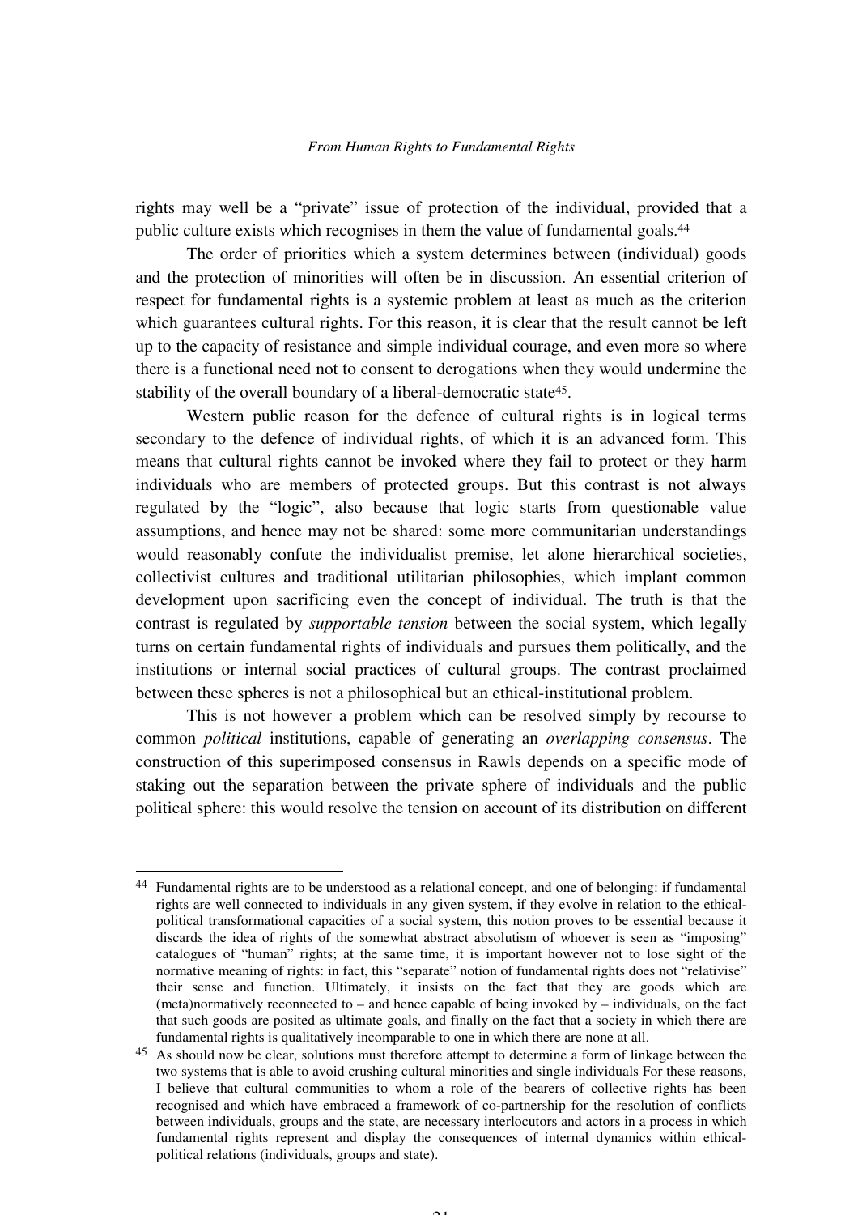rights may well be a "private" issue of protection of the individual, provided that a public culture exists which recognises in them the value of fundamental goals.[44]

The order of priorities which a system determines between (individual) goods and the protection of minorities will often be in discussion. An essential criterion of respect for fundamental rights is a systemic problem at least as much as the criterion which guarantees cultural rights. For this reason, it is clear that the result cannot be left up to the capacity of resistance and simple individual courage, and even more so where there is a functional need not to consent to derogations when they would undermine the stability of the overall boundary of a liberal-democratic state[45].

Western public reason for the defence of cultural rights is in logical terms secondary to the defence of individual rights, of which it is an advanced form. This means that cultural rights cannot be invoked where they fail to protect or they harm individuals who are members of protected groups. But this contrast is not always regulated by the "logic", also because that logic starts from questionable value assumptions, and hence may not be shared: some more communitarian understandings would reasonably confute the individualist premise, let alone hierarchical societies, collectivist cultures and traditional utilitarian philosophies, which implant common development upon sacrificing even the concept of individual. The truth is that the contrast is regulated by *supportable tension* between the social system, which legally turns on certain fundamental rights of individuals and pursues them politically, and the institutions or internal social practices of cultural groups. The contrast proclaimed between these spheres is not a philosophical but an ethical-institutional problem.

This is not however a problem which can be resolved simply by recourse to common *political* institutions, capable of generating an *overlapping consensus*. The construction of this superimposed consensus in Rawls depends on a specific mode of staking out the separation between the private sphere of individuals and the public political sphere: this would resolve the tension on account of its distribution on different

---

[44] Fundamental rights are to be understood as a relational concept, and one of belonging: if fundamental rights are well connected to individuals in any given system, if they evolve in relation to the ethical-political transformational capacities of a social system, this notion proves to be essential because it discards the idea of rights of the somewhat abstract absolutism of whoever is seen as "imposing" catalogues of "human" rights; at the same time, it is important however not to lose sight of the normative meaning of rights: in fact, this "separate" notion of fundamental rights does not "relativise" their sense and function. Ultimately, it insists on the fact that they are goods which are (meta)normatively reconnected to – and hence capable of being invoked by – individuals, on the fact that such goods are posited as ultimate goals, and finally on the fact that a society in which there are fundamental rights is qualitatively incomparable to one in which there are none at all.

[45] As should now be clear, solutions must therefore attempt to determine a form of linkage between the two systems that is able to avoid crushing cultural minorities and single individuals For these reasons, I believe that cultural communities to whom a role of the bearers of collective rights has been recognised and which have embraced a framework of co-partnership for the resolution of conflicts between individuals, groups and the state, are necessary interlocutors and actors in a process in which fundamental rights represent and display the consequences of internal dynamics within ethical-political relations (individuals, groups and state).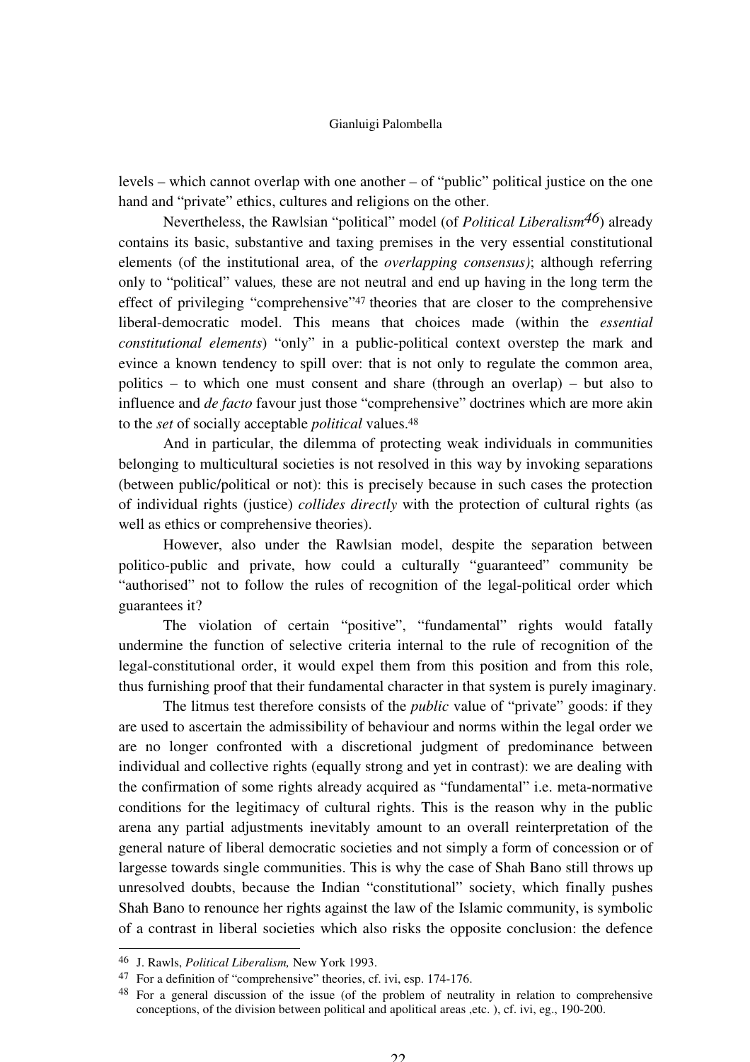levels – which cannot overlap with one another – of "public" political justice on the one hand and "private" ethics, cultures and religions on the other.

Nevertheless, the Rawlsian "political" model (of *Political Liberalism*[46]) already contains its basic, substantive and taxing premises in the very essential constitutional elements (of the institutional area, of the *overlapping consensus)*; although referring only to "political" values*,* these are not neutral and end up having in the long term the effect of privileging "comprehensive"[47] theories that are closer to the comprehensive liberal-democratic model. This means that choices made (within the *essential constitutional elements*) "only" in a public-political context overstep the mark and evince a known tendency to spill over: that is not only to regulate the common area, politics – to which one must consent and share (through an overlap) – but also to influence and *de facto* favour just those "comprehensive" doctrines which are more akin to the *set* of socially acceptable *political* values.[48]

And in particular, the dilemma of protecting weak individuals in communities belonging to multicultural societies is not resolved in this way by invoking separations (between public/political or not): this is precisely because in such cases the protection of individual rights (justice) *collides directly* with the protection of cultural rights (as well as ethics or comprehensive theories).

However, also under the Rawlsian model, despite the separation between politico-public and private, how could a culturally "guaranteed" community be "authorised" not to follow the rules of recognition of the legal-political order which guarantees it?

The violation of certain "positive", "fundamental" rights would fatally undermine the function of selective criteria internal to the rule of recognition of the legal-constitutional order, it would expel them from this position and from this role, thus furnishing proof that their fundamental character in that system is purely imaginary.

The litmus test therefore consists of the *public* value of "private" goods: if they are used to ascertain the admissibility of behaviour and norms within the legal order we are no longer confronted with a discretional judgment of predominance between individual and collective rights (equally strong and yet in contrast): we are dealing with the confirmation of some rights already acquired as "fundamental" i.e. meta-normative conditions for the legitimacy of cultural rights. This is the reason why in the public arena any partial adjustments inevitably amount to an overall reinterpretation of the general nature of liberal democratic societies and not simply a form of concession or of largesse towards single communities. This is why the case of Shah Bano still throws up unresolved doubts, because the Indian "constitutional" society, which finally pushes Shah Bano to renounce her rights against the law of the Islamic community, is symbolic of a contrast in liberal societies which also risks the opposite conclusion: the defence

---

[46] J. Rawls, *Political Liberalism,* New York 1993.

[47] For a definition of "comprehensive" theories, cf. ivi, esp. 174-176.

[48] For a general discussion of the issue (of the problem of neutrality in relation to comprehensive conceptions, of the division between political and apolitical areas ,etc. ), cf. ivi, eg., 190-200.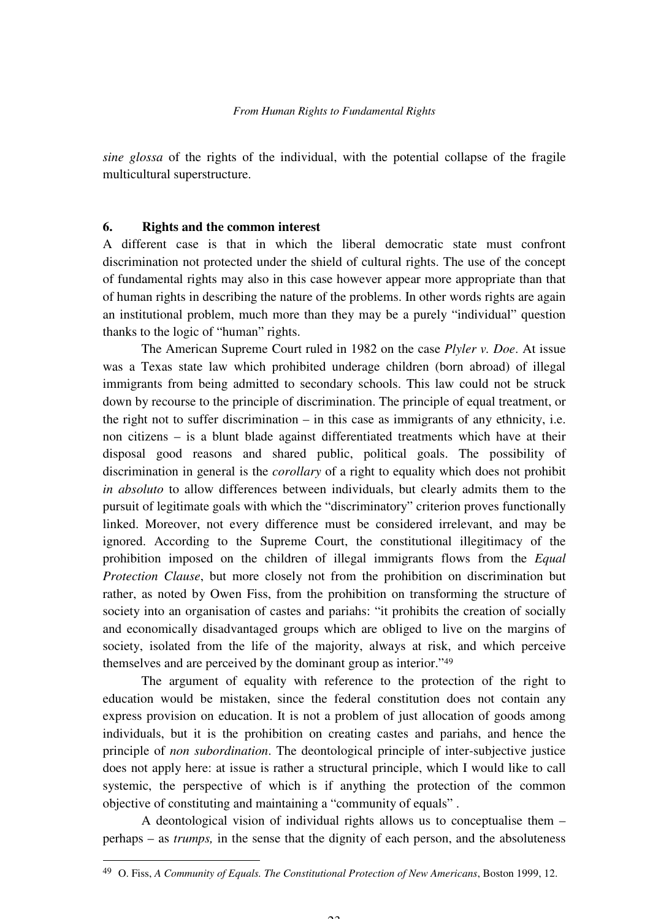*sine glossa* of the rights of the individual, with the potential collapse of the fragile multicultural superstructure.

## 6. Rights and the common interest

A different case is that in which the liberal democratic state must confront discrimination not protected under the shield of cultural rights. The use of the concept of fundamental rights may also in this case however appear more appropriate than that of human rights in describing the nature of the problems. In other words rights are again an institutional problem, much more than they may be a purely "individual" question thanks to the logic of "human" rights.

The American Supreme Court ruled in 1982 on the case *Plyler v. Doe*. At issue was a Texas state law which prohibited underage children (born abroad) of illegal immigrants from being admitted to secondary schools. This law could not be struck down by recourse to the principle of discrimination. The principle of equal treatment, or the right not to suffer discrimination – in this case as immigrants of any ethnicity, i.e. non citizens – is a blunt blade against differentiated treatments which have at their disposal good reasons and shared public, political goals. The possibility of discrimination in general is the *corollary* of a right to equality which does not prohibit *in absoluto* to allow differences between individuals, but clearly admits them to the pursuit of legitimate goals with which the "discriminatory" criterion proves functionally linked. Moreover, not every difference must be considered irrelevant, and may be ignored. According to the Supreme Court, the constitutional illegitimacy of the prohibition imposed on the children of illegal immigrants flows from the *Equal Protection Clause*, but more closely not from the prohibition on discrimination but rather, as noted by Owen Fiss, from the prohibition on transforming the structure of society into an organisation of castes and pariahs: "it prohibits the creation of socially and economically disadvantaged groups which are obliged to live on the margins of society, isolated from the life of the majority, always at risk, and which perceive themselves and are perceived by the dominant group as interior."[49]

The argument of equality with reference to the protection of the right to education would be mistaken, since the federal constitution does not contain any express provision on education. It is not a problem of just allocation of goods among individuals, but it is the prohibition on creating castes and pariahs, and hence the principle of *non subordination*. The deontological principle of inter-subjective justice does not apply here: at issue is rather a structural principle, which I would like to call systemic, the perspective of which is if anything the protection of the common objective of constituting and maintaining a "community of equals" .

A deontological vision of individual rights allows us to conceptualise them – perhaps – as *trumps,* in the sense that the dignity of each person, and the absoluteness

---

[49] O. Fiss, *A Community of Equals. The Constitutional Protection of New Americans*, Boston 1999, 12.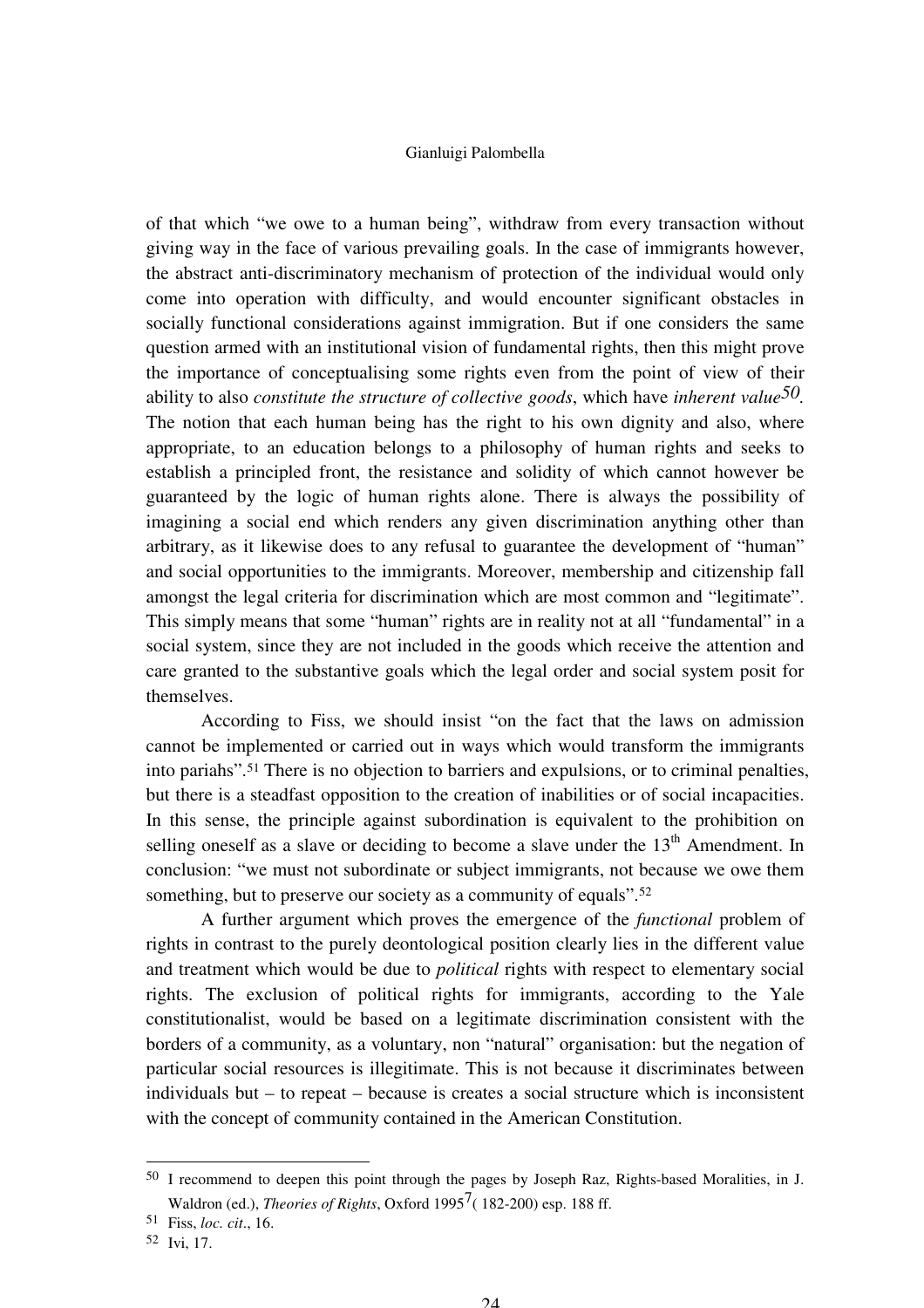of that which "we owe to a human being", withdraw from every transaction without giving way in the face of various prevailing goals. In the case of immigrants however, the abstract anti-discriminatory mechanism of protection of the individual would only come into operation with difficulty, and would encounter significant obstacles in socially functional considerations against immigration. But if one considers the same question armed with an institutional vision of fundamental rights, then this might prove the importance of conceptualising some rights even from the point of view of their ability to also *constitute the structure of collective goods*, which have *inherent value*[50]. The notion that each human being has the right to his own dignity and also, where appropriate, to an education belongs to a philosophy of human rights and seeks to establish a principled front, the resistance and solidity of which cannot however be guaranteed by the logic of human rights alone. There is always the possibility of imagining a social end which renders any given discrimination anything other than arbitrary, as it likewise does to any refusal to guarantee the development of "human" and social opportunities to the immigrants. Moreover, membership and citizenship fall amongst the legal criteria for discrimination which are most common and "legitimate". This simply means that some "human" rights are in reality not at all "fundamental" in a social system, since they are not included in the goods which receive the attention and care granted to the substantive goals which the legal order and social system posit for themselves.

According to Fiss, we should insist "on the fact that the laws on admission cannot be implemented or carried out in ways which would transform the immigrants into pariahs".[51] There is no objection to barriers and expulsions, or to criminal penalties, but there is a steadfast opposition to the creation of inabilities or of social incapacities. In this sense, the principle against subordination is equivalent to the prohibition on selling oneself as a slave or deciding to become a slave under the 13th Amendment. In conclusion: "we must not subordinate or subject immigrants, not because we owe them something, but to preserve our society as a community of equals".[52]

A further argument which proves the emergence of the *functional* problem of rights in contrast to the purely deontological position clearly lies in the different value and treatment which would be due to *political* rights with respect to elementary social rights. The exclusion of political rights for immigrants, according to the Yale constitutionalist, would be based on a legitimate discrimination consistent with the borders of a community, as a voluntary, non "natural" organisation: but the negation of particular social resources is illegitimate. This is not because it discriminates between individuals but – to repeat – because is creates a social structure which is inconsistent with the concept of community contained in the American Constitution.

---

[50] I recommend to deepen this point through the pages by Joseph Raz, Rights-based Moralities, in J. Waldron (ed.), *Theories of Rights*, Oxford 1995[7]( 182-200) esp. 188 ff.

[51] Fiss, *loc. cit*., 16.

[52] Ivi, 17.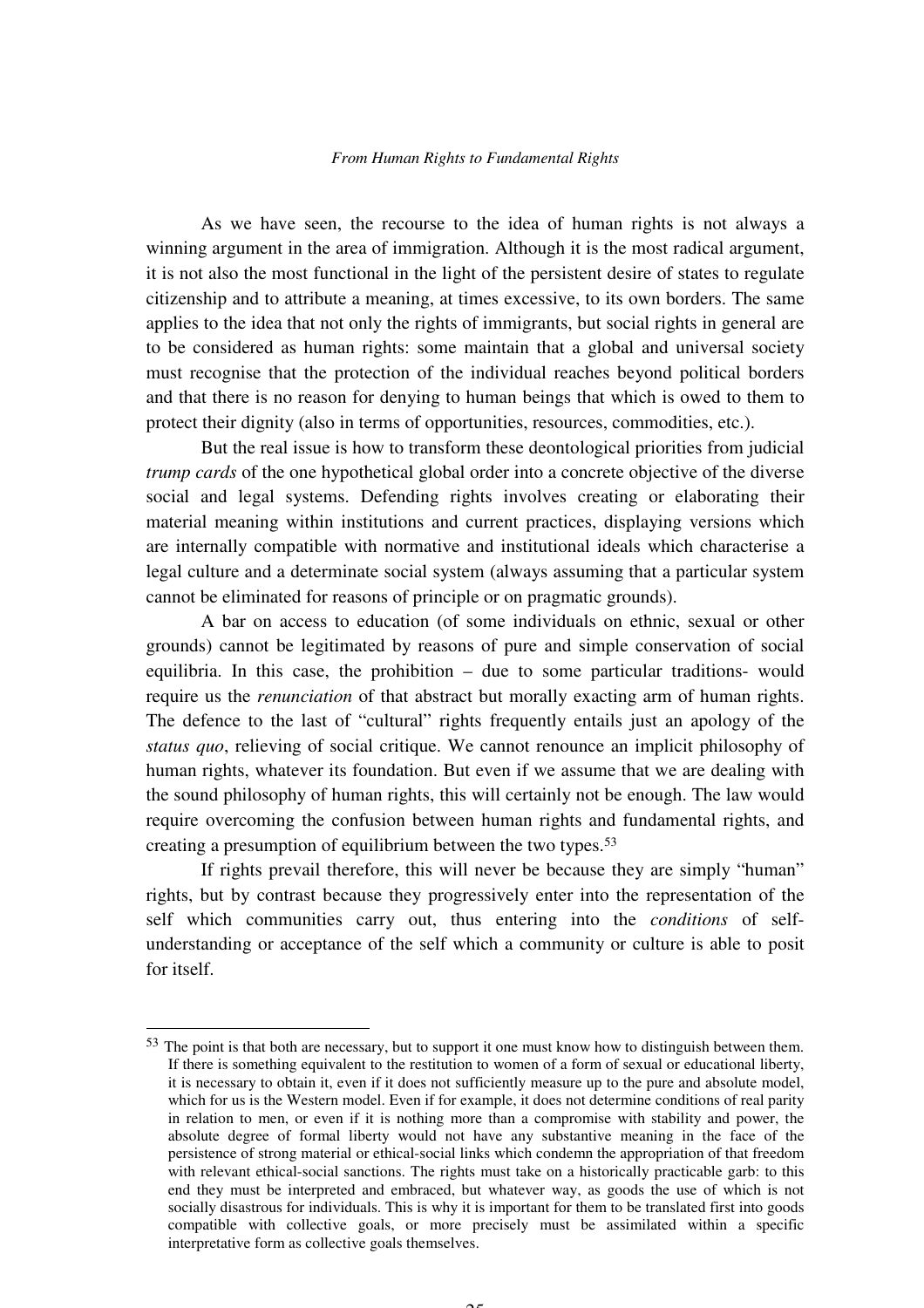As we have seen, the recourse to the idea of human rights is not always a winning argument in the area of immigration. Although it is the most radical argument, it is not also the most functional in the light of the persistent desire of states to regulate citizenship and to attribute a meaning, at times excessive, to its own borders. The same applies to the idea that not only the rights of immigrants, but social rights in general are to be considered as human rights: some maintain that a global and universal society must recognise that the protection of the individual reaches beyond political borders and that there is no reason for denying to human beings that which is owed to them to protect their dignity (also in terms of opportunities, resources, commodities, etc.).

But the real issue is how to transform these deontological priorities from judicial *trump cards* of the one hypothetical global order into a concrete objective of the diverse social and legal systems. Defending rights involves creating or elaborating their material meaning within institutions and current practices, displaying versions which are internally compatible with normative and institutional ideals which characterise a legal culture and a determinate social system (always assuming that a particular system cannot be eliminated for reasons of principle or on pragmatic grounds).

A bar on access to education (of some individuals on ethnic, sexual or other grounds) cannot be legitimated by reasons of pure and simple conservation of social equilibria. In this case, the prohibition – due to some particular traditions- would require us the *renunciation* of that abstract but morally exacting arm of human rights. The defence to the last of "cultural" rights frequently entails just an apology of the *status quo*, relieving of social critique. We cannot renounce an implicit philosophy of human rights, whatever its foundation. But even if we assume that we are dealing with the sound philosophy of human rights, this will certainly not be enough. The law would require overcoming the confusion between human rights and fundamental rights, and creating a presumption of equilibrium between the two types.[53]

If rights prevail therefore, this will never be because they are simply "human" rights, but by contrast because they progressively enter into the representation of the self which communities carry out, thus entering into the *conditions* of self-understanding or acceptance of the self which a community or culture is able to posit for itself.

---

[53] The point is that both are necessary, but to support it one must know how to distinguish between them. If there is something equivalent to the restitution to women of a form of sexual or educational liberty, it is necessary to obtain it, even if it does not sufficiently measure up to the pure and absolute model, which for us is the Western model. Even if for example, it does not determine conditions of real parity in relation to men, or even if it is nothing more than a compromise with stability and power, the absolute degree of formal liberty would not have any substantive meaning in the face of the persistence of strong material or ethical-social links which condemn the appropriation of that freedom with relevant ethical-social sanctions. The rights must take on a historically practicable garb: to this end they must be interpreted and embraced, but whatever way, as goods the use of which is not socially disastrous for individuals. This is why it is important for them to be translated first into goods compatible with collective goals, or more precisely must be assimilated within a specific interpretative form as collective goals themselves.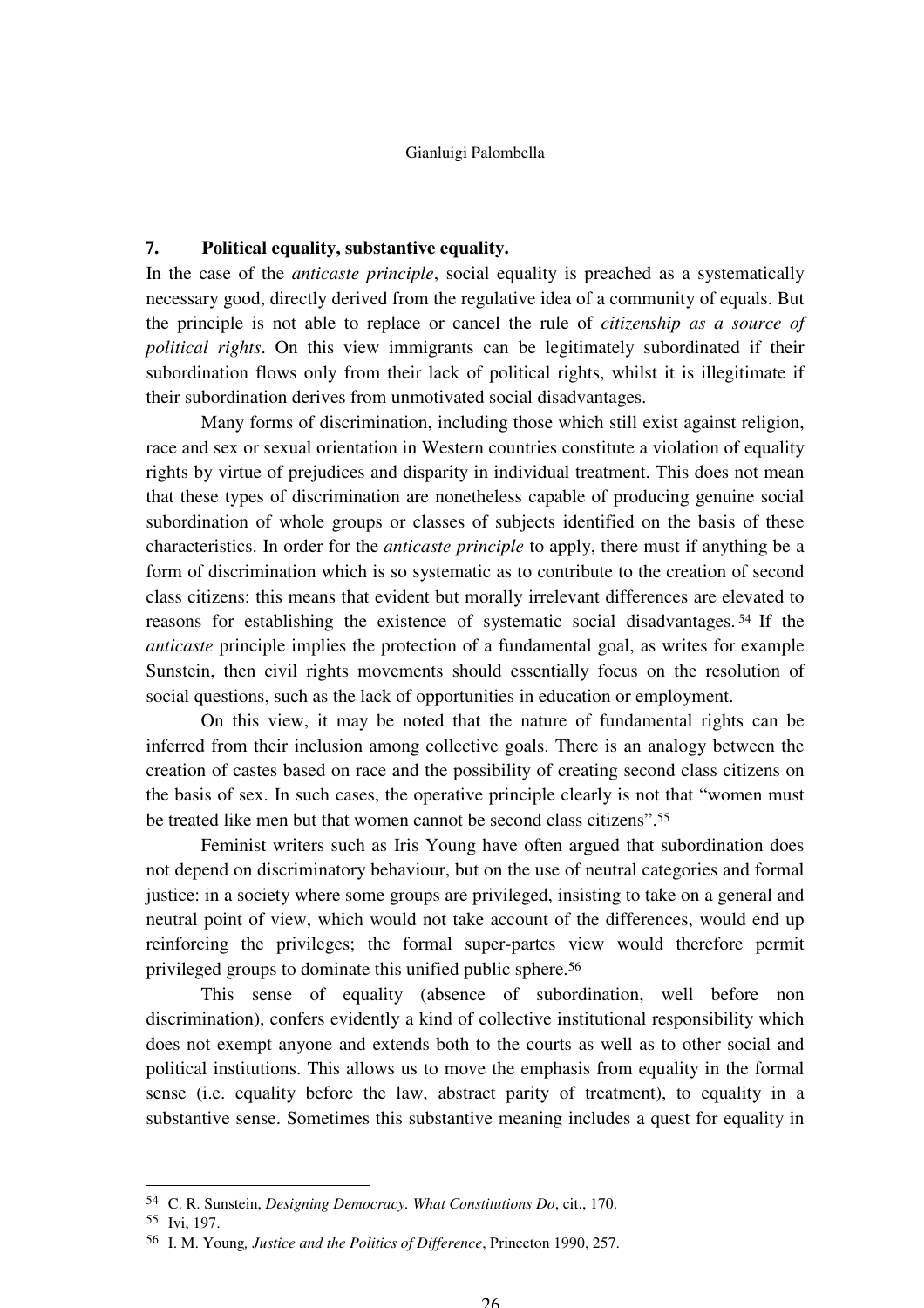### 7. Political equality, substantive equality.

In the case of the *anticaste principle*, social equality is preached as a systematically necessary good, directly derived from the regulative idea of a community of equals. But the principle is not able to replace or cancel the rule of *citizenship as a source of political rights*. On this view immigrants can be legitimately subordinated if their subordination flows only from their lack of political rights, whilst it is illegitimate if their subordination derives from unmotivated social disadvantages.

Many forms of discrimination, including those which still exist against religion, race and sex or sexual orientation in Western countries constitute a violation of equality rights by virtue of prejudices and disparity in individual treatment. This does not mean that these types of discrimination are nonetheless capable of producing genuine social subordination of whole groups or classes of subjects identified on the basis of these characteristics. In order for the *anticaste principle* to apply, there must if anything be a form of discrimination which is so systematic as to contribute to the creation of second class citizens: this means that evident but morally irrelevant differences are elevated to reasons for establishing the existence of systematic social disadvantages.[54] If the *anticaste* principle implies the protection of a fundamental goal, as writes for example Sunstein, then civil rights movements should essentially focus on the resolution of social questions, such as the lack of opportunities in education or employment.

On this view, it may be noted that the nature of fundamental rights can be inferred from their inclusion among collective goals. There is an analogy between the creation of castes based on race and the possibility of creating second class citizens on the basis of sex. In such cases, the operative principle clearly is not that "women must be treated like men but that women cannot be second class citizens".[55]

Feminist writers such as Iris Young have often argued that subordination does not depend on discriminatory behaviour, but on the use of neutral categories and formal justice: in a society where some groups are privileged, insisting to take on a general and neutral point of view, which would not take account of the differences, would end up reinforcing the privileges; the formal super-partes view would therefore permit privileged groups to dominate this unified public sphere.[56]

This sense of equality (absence of subordination, well before non discrimination), confers evidently a kind of collective institutional responsibility which does not exempt anyone and extends both to the courts as well as to other social and political institutions. This allows us to move the emphasis from equality in the formal sense (i.e. equality before the law, abstract parity of treatment), to equality in a substantive sense. Sometimes this substantive meaning includes a quest for equality in

---

[54] C. R. Sunstein, *Designing Democracy. What Constitutions Do*, cit., 170.

[55] Ivi, 197.

[56] I. M. Young*, Justice and the Politics of Difference*, Princeton 1990, 257.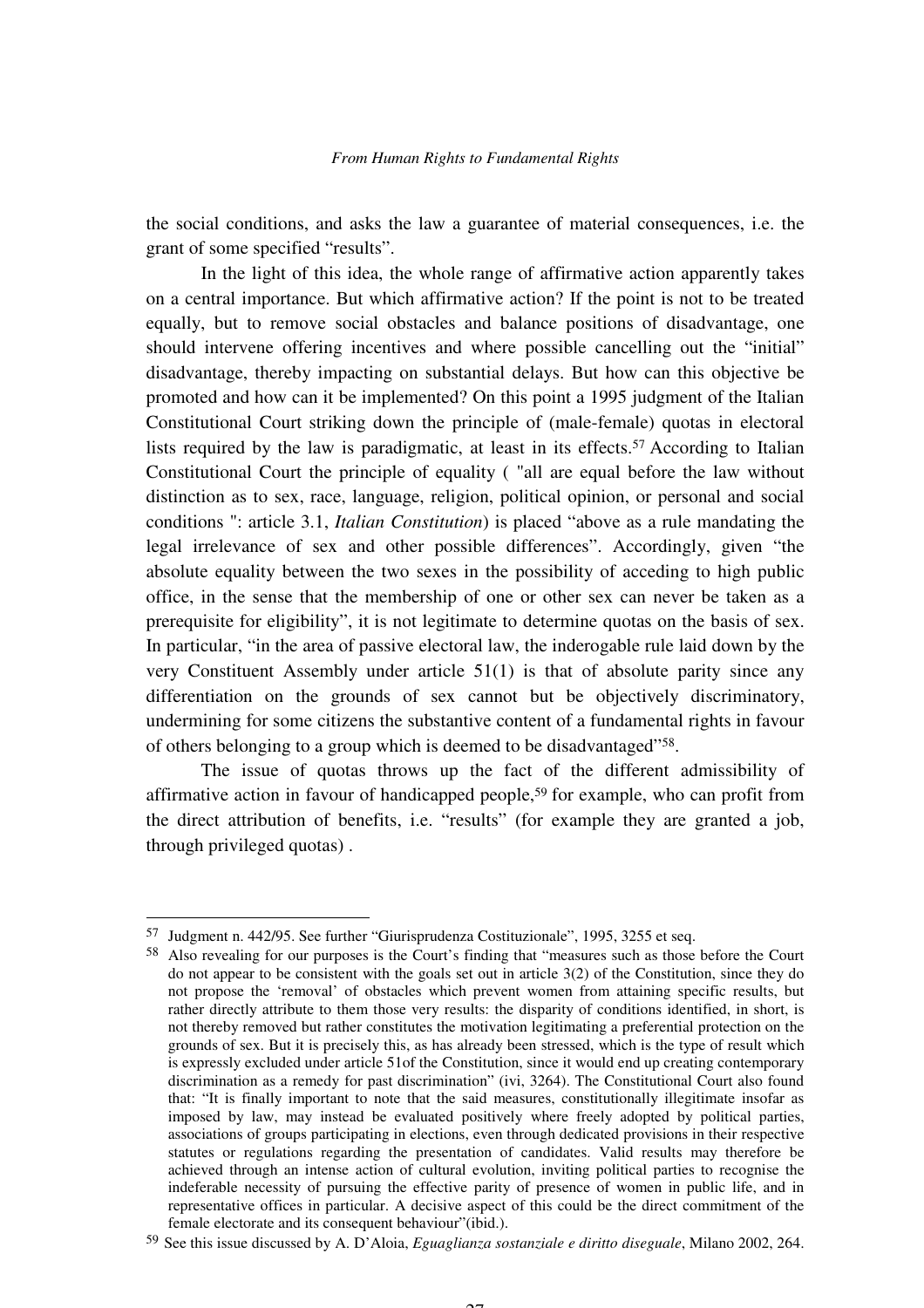the social conditions, and asks the law a guarantee of material consequences, i.e. the grant of some specified "results".

In the light of this idea, the whole range of affirmative action apparently takes on a central importance. But which affirmative action? If the point is not to be treated equally, but to remove social obstacles and balance positions of disadvantage, one should intervene offering incentives and where possible cancelling out the "initial" disadvantage, thereby impacting on substantial delays. But how can this objective be promoted and how can it be implemented? On this point a 1995 judgment of the Italian Constitutional Court striking down the principle of (male-female) quotas in electoral lists required by the law is paradigmatic, at least in its effects.[57] According to Italian Constitutional Court the principle of equality ( "all are equal before the law without distinction as to sex, race, language, religion, political opinion, or personal and social conditions ": article 3.1, *Italian Constitution*) is placed "above as a rule mandating the legal irrelevance of sex and other possible differences". Accordingly, given "the absolute equality between the two sexes in the possibility of acceding to high public office, in the sense that the membership of one or other sex can never be taken as a prerequisite for eligibility", it is not legitimate to determine quotas on the basis of sex. In particular, "in the area of passive electoral law, the inderogable rule laid down by the very Constituent Assembly under article 51(1) is that of absolute parity since any differentiation on the grounds of sex cannot but be objectively discriminatory, undermining for some citizens the substantive content of a fundamental rights in favour of others belonging to a group which is deemed to be disadvantaged"[58].

The issue of quotas throws up the fact of the different admissibility of affirmative action in favour of handicapped people,[59] for example, who can profit from the direct attribution of benefits, i.e. "results" (for example they are granted a job, through privileged quotas) .

---

[57] Judgment n. 442/95. See further "Giurisprudenza Costituzionale", 1995, 3255 et seq.

[58] Also revealing for our purposes is the Court's finding that "measures such as those before the Court do not appear to be consistent with the goals set out in article 3(2) of the Constitution, since they do not propose the 'removal' of obstacles which prevent women from attaining specific results, but rather directly attribute to them those very results: the disparity of conditions identified, in short, is not thereby removed but rather constitutes the motivation legitimating a preferential protection on the grounds of sex. But it is precisely this, as has already been stressed, which is the type of result which is expressly excluded under article 51of the Constitution, since it would end up creating contemporary discrimination as a remedy for past discrimination" (ivi, 3264). The Constitutional Court also found that: "It is finally important to note that the said measures, constitutionally illegitimate insofar as imposed by law, may instead be evaluated positively where freely adopted by political parties, associations of groups participating in elections, even through dedicated provisions in their respective statutes or regulations regarding the presentation of candidates. Valid results may therefore be achieved through an intense action of cultural evolution, inviting political parties to recognise the indeferable necessity of pursuing the effective parity of presence of women in public life, and in representative offices in particular. A decisive aspect of this could be the direct commitment of the female electorate and its consequent behaviour"(ibid.).

[59] See this issue discussed by A. D'Aloia, *Eguaglianza sostanziale e diritto diseguale*, Milano 2002, 264.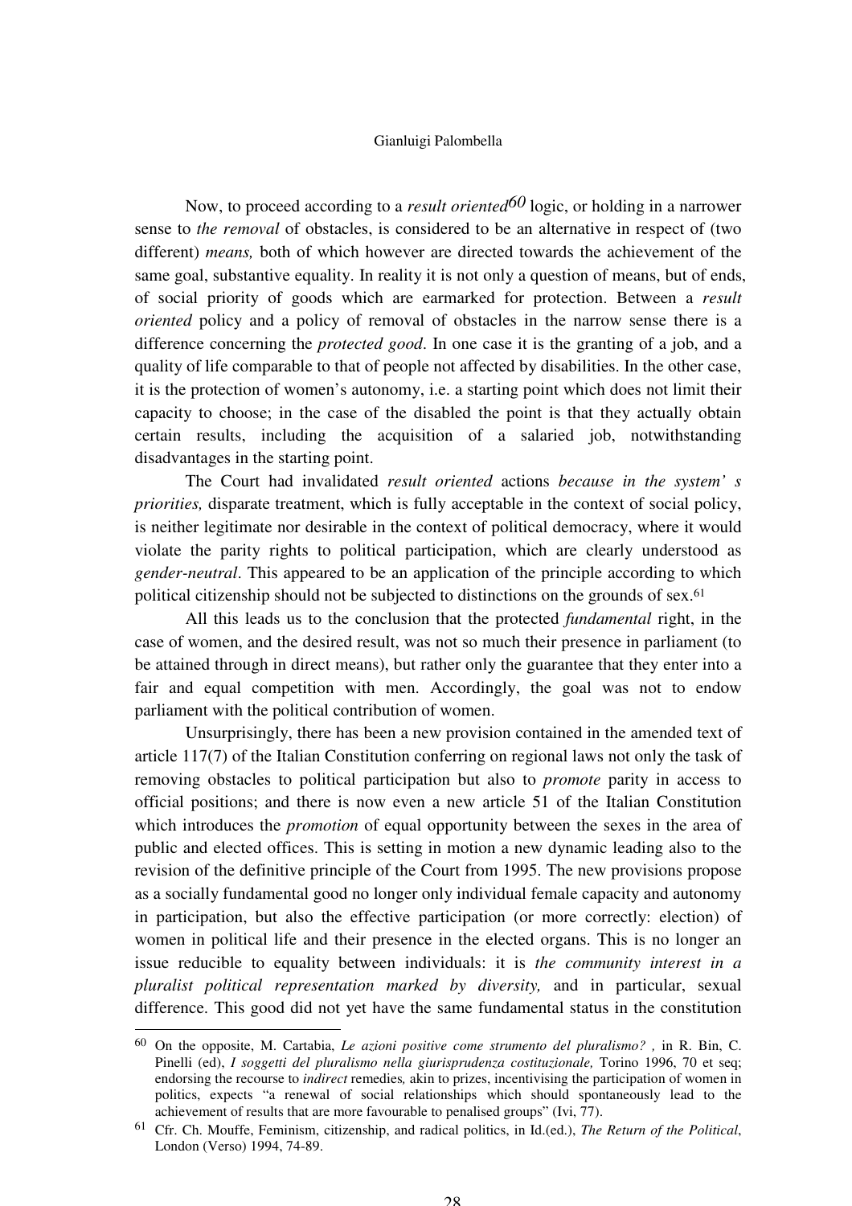Now, to proceed according to a *result oriented*[60] logic, or holding in a narrower sense to *the removal* of obstacles, is considered to be an alternative in respect of (two different) *means,* both of which however are directed towards the achievement of the same goal, substantive equality. In reality it is not only a question of means, but of ends, of social priority of goods which are earmarked for protection. Between a *result oriented* policy and a policy of removal of obstacles in the narrow sense there is a difference concerning the *protected good*. In one case it is the granting of a job, and a quality of life comparable to that of people not affected by disabilities. In the other case, it is the protection of women's autonomy, i.e. a starting point which does not limit their capacity to choose; in the case of the disabled the point is that they actually obtain certain results, including the acquisition of a salaried job, notwithstanding disadvantages in the starting point.

The Court had invalidated *result oriented* actions *because in the system' s priorities,* disparate treatment, which is fully acceptable in the context of social policy, is neither legitimate nor desirable in the context of political democracy, where it would violate the parity rights to political participation, which are clearly understood as *gender-neutral*. This appeared to be an application of the principle according to which political citizenship should not be subjected to distinctions on the grounds of sex.[61]

All this leads us to the conclusion that the protected *fundamental* right, in the case of women, and the desired result, was not so much their presence in parliament (to be attained through in direct means), but rather only the guarantee that they enter into a fair and equal competition with men. Accordingly, the goal was not to endow parliament with the political contribution of women.

Unsurprisingly, there has been a new provision contained in the amended text of article 117(7) of the Italian Constitution conferring on regional laws not only the task of removing obstacles to political participation but also to *promote* parity in access to official positions; and there is now even a new article 51 of the Italian Constitution which introduces the *promotion* of equal opportunity between the sexes in the area of public and elected offices. This is setting in motion a new dynamic leading also to the revision of the definitive principle of the Court from 1995. The new provisions propose as a socially fundamental good no longer only individual female capacity and autonomy in participation, but also the effective participation (or more correctly: election) of women in political life and their presence in the elected organs. This is no longer an issue reducible to equality between individuals: it is *the community interest in a pluralist political representation marked by diversity,* and in particular, sexual difference. This good did not yet have the same fundamental status in the constitution

---

[60] On the opposite, M. Cartabia, *Le azioni positive come strumento del pluralismo? ,* in R. Bin, C. Pinelli (ed), *I soggetti del pluralismo nella giurisprudenza costituzionale,* Torino 1996, 70 et seq; endorsing the recourse to *indirect* remedies*,* akin to prizes, incentivising the participation of women in politics, expects "a renewal of social relationships which should spontaneously lead to the achievement of results that are more favourable to penalised groups" (Ivi, 77).

[61] Cfr. Ch. Mouffe, Feminism, citizenship, and radical politics, in Id.(ed.), *The Return of the Political*, London (Verso) 1994, 74-89.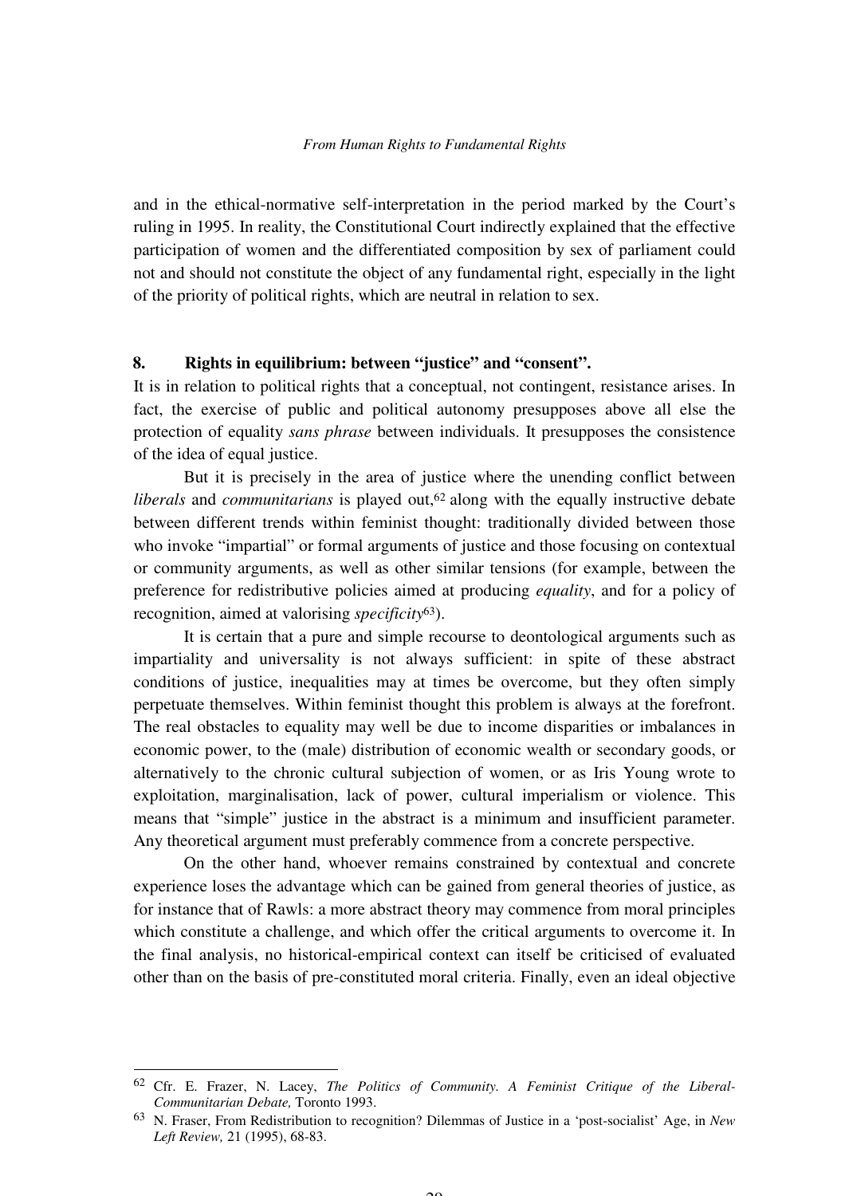and in the ethical-normative self-interpretation in the period marked by the Court's ruling in 1995. In reality, the Constitutional Court indirectly explained that the effective participation of women and the differentiated composition by sex of parliament could not and should not constitute the object of any fundamental right, especially in the light of the priority of political rights, which are neutral in relation to sex.

## 8. Rights in equilibrium: between "justice" and "consent".

It is in relation to political rights that a conceptual, not contingent, resistance arises. In fact, the exercise of public and political autonomy presupposes above all else the protection of equality *sans phrase* between individuals. It presupposes the consistence of the idea of equal justice.

But it is precisely in the area of justice where the unending conflict between *liberals* and *communitarians* is played out,[62] along with the equally instructive debate between different trends within feminist thought: traditionally divided between those who invoke "impartial" or formal arguments of justice and those focusing on contextual or community arguments, as well as other similar tensions (for example, between the preference for redistributive policies aimed at producing *equality*, and for a policy of recognition, aimed at valorising *specificity*[63]).

It is certain that a pure and simple recourse to deontological arguments such as impartiality and universality is not always sufficient: in spite of these abstract conditions of justice, inequalities may at times be overcome, but they often simply perpetuate themselves. Within feminist thought this problem is always at the forefront. The real obstacles to equality may well be due to income disparities or imbalances in economic power, to the (male) distribution of economic wealth or secondary goods, or alternatively to the chronic cultural subjection of women, or as Iris Young wrote to exploitation, marginalisation, lack of power, cultural imperialism or violence. This means that "simple" justice in the abstract is a minimum and insufficient parameter. Any theoretical argument must preferably commence from a concrete perspective.

On the other hand, whoever remains constrained by contextual and concrete experience loses the advantage which can be gained from general theories of justice, as for instance that of Rawls: a more abstract theory may commence from moral principles which constitute a challenge, and which offer the critical arguments to overcome it. In the final analysis, no historical-empirical context can itself be criticised of evaluated other than on the basis of pre-constituted moral criteria. Finally, even an ideal objective

---

[62] Cfr. E. Frazer, N. Lacey, *The Politics of Community. A Feminist Critique of the Liberal-Communitarian Debate,* Toronto 1993.

[63] N. Fraser, From Redistribution to recognition? Dilemmas of Justice in a 'post-socialist' Age, in *New Left Review,* 21 (1995), 68-83.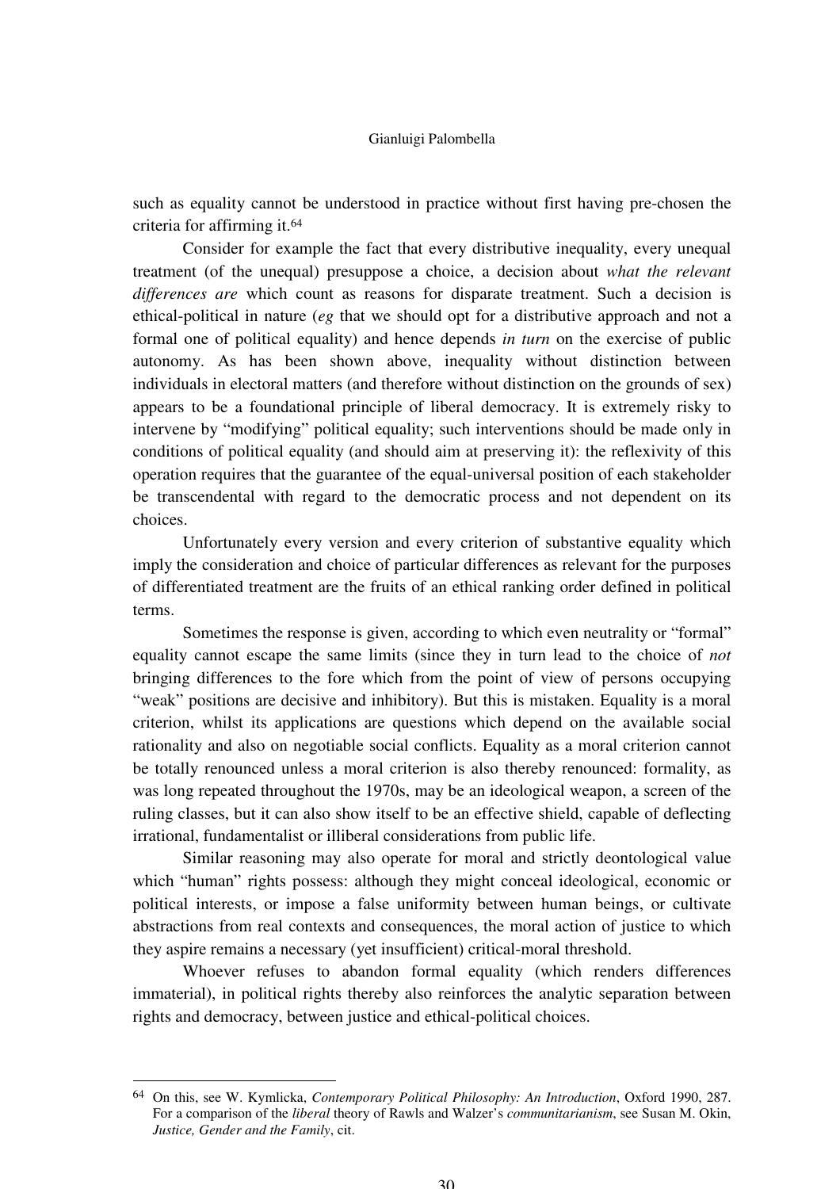such as equality cannot be understood in practice without first having pre-chosen the criteria for affirming it.[64]

Consider for example the fact that every distributive inequality, every unequal treatment (of the unequal) presuppose a choice, a decision about *what the relevant differences are* which count as reasons for disparate treatment. Such a decision is ethical-political in nature (*eg* that we should opt for a distributive approach and not a formal one of political equality) and hence depends *in turn* on the exercise of public autonomy. As has been shown above, inequality without distinction between individuals in electoral matters (and therefore without distinction on the grounds of sex) appears to be a foundational principle of liberal democracy. It is extremely risky to intervene by "modifying" political equality; such interventions should be made only in conditions of political equality (and should aim at preserving it): the reflexivity of this operation requires that the guarantee of the equal-universal position of each stakeholder be transcendental with regard to the democratic process and not dependent on its choices.

Unfortunately every version and every criterion of substantive equality which imply the consideration and choice of particular differences as relevant for the purposes of differentiated treatment are the fruits of an ethical ranking order defined in political terms.

Sometimes the response is given, according to which even neutrality or "formal" equality cannot escape the same limits (since they in turn lead to the choice of *not* bringing differences to the fore which from the point of view of persons occupying "weak" positions are decisive and inhibitory). But this is mistaken. Equality is a moral criterion, whilst its applications are questions which depend on the available social rationality and also on negotiable social conflicts. Equality as a moral criterion cannot be totally renounced unless a moral criterion is also thereby renounced: formality, as was long repeated throughout the 1970s, may be an ideological weapon, a screen of the ruling classes, but it can also show itself to be an effective shield, capable of deflecting irrational, fundamentalist or illiberal considerations from public life.

Similar reasoning may also operate for moral and strictly deontological value which "human" rights possess: although they might conceal ideological, economic or political interests, or impose a false uniformity between human beings, or cultivate abstractions from real contexts and consequences, the moral action of justice to which they aspire remains a necessary (yet insufficient) critical-moral threshold.

Whoever refuses to abandon formal equality (which renders differences immaterial), in political rights thereby also reinforces the analytic separation between rights and democracy, between justice and ethical-political choices.

---

[64] On this, see W. Kymlicka, *Contemporary Political Philosophy: An Introduction*, Oxford 1990, 287. For a comparison of the *liberal* theory of Rawls and Walzer's *communitarianism*, see Susan M. Okin, *Justice, Gender and the Family*, cit.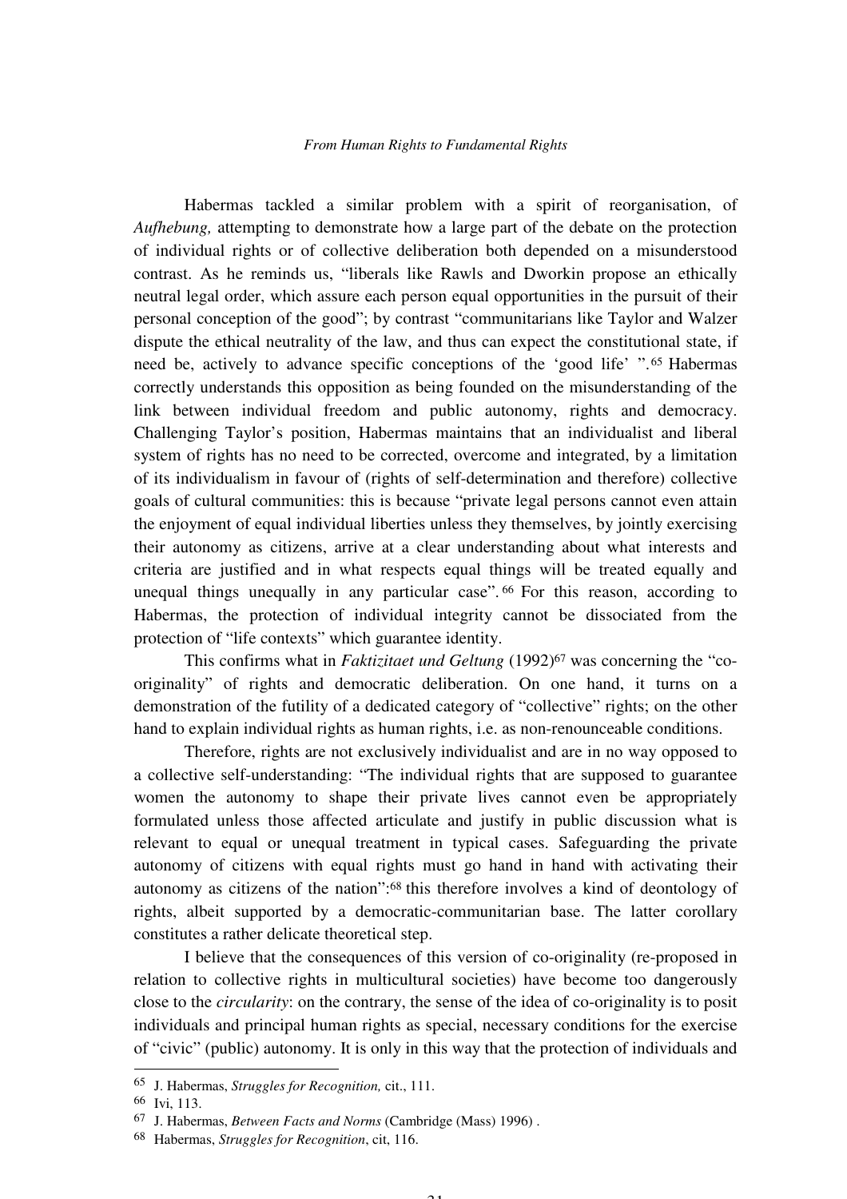Habermas tackled a similar problem with a spirit of reorganisation, of *Aufhebung,* attempting to demonstrate how a large part of the debate on the protection of individual rights or of collective deliberation both depended on a misunderstood contrast. As he reminds us, "liberals like Rawls and Dworkin propose an ethically neutral legal order, which assure each person equal opportunities in the pursuit of their personal conception of the good"; by contrast "communitarians like Taylor and Walzer dispute the ethical neutrality of the law, and thus can expect the constitutional state, if need be, actively to advance specific conceptions of the 'good life' ".[65] Habermas correctly understands this opposition as being founded on the misunderstanding of the link between individual freedom and public autonomy, rights and democracy. Challenging Taylor's position, Habermas maintains that an individualist and liberal system of rights has no need to be corrected, overcome and integrated, by a limitation of its individualism in favour of (rights of self-determination and therefore) collective goals of cultural communities: this is because "private legal persons cannot even attain the enjoyment of equal individual liberties unless they themselves, by jointly exercising their autonomy as citizens, arrive at a clear understanding about what interests and criteria are justified and in what respects equal things will be treated equally and unequal things unequally in any particular case".[66] For this reason, according to Habermas, the protection of individual integrity cannot be dissociated from the protection of "life contexts" which guarantee identity.

This confirms what in *Faktizitaet und Geltung* (1992)[67] was concerning the "co-originality" of rights and democratic deliberation. On one hand, it turns on a demonstration of the futility of a dedicated category of "collective" rights; on the other hand to explain individual rights as human rights, i.e. as non-renounceable conditions.

Therefore, rights are not exclusively individualist and are in no way opposed to a collective self-understanding: "The individual rights that are supposed to guarantee women the autonomy to shape their private lives cannot even be appropriately formulated unless those affected articulate and justify in public discussion what is relevant to equal or unequal treatment in typical cases. Safeguarding the private autonomy of citizens with equal rights must go hand in hand with activating their autonomy as citizens of the nation":[68] this therefore involves a kind of deontology of rights, albeit supported by a democratic-communitarian base. The latter corollary constitutes a rather delicate theoretical step.

I believe that the consequences of this version of co-originality (re-proposed in relation to collective rights in multicultural societies) have become too dangerously close to the *circularity*: on the contrary, the sense of the idea of co-originality is to posit individuals and principal human rights as special, necessary conditions for the exercise of "civic" (public) autonomy. It is only in this way that the protection of individuals and

---

[65] J. Habermas, *Struggles for Recognition,* cit., 111.

[66] Ivi, 113.

[67] J. Habermas, *Between Facts and Norms* (Cambridge (Mass) 1996) .

[68] Habermas, *Struggles for Recognition*, cit, 116.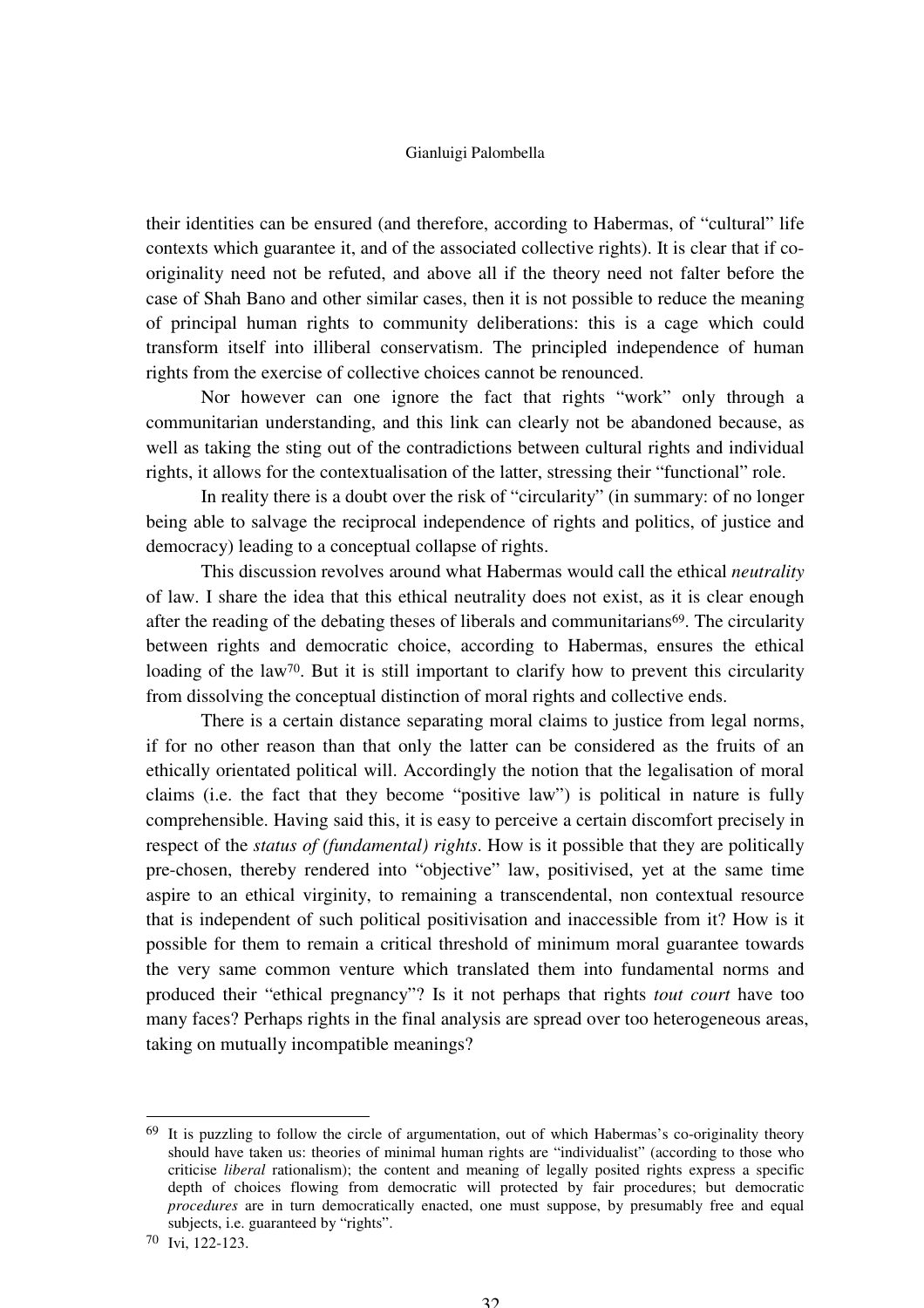their identities can be ensured (and therefore, according to Habermas, of "cultural" life contexts which guarantee it, and of the associated collective rights). It is clear that if co-originality need not be refuted, and above all if the theory need not falter before the case of Shah Bano and other similar cases, then it is not possible to reduce the meaning of principal human rights to community deliberations: this is a cage which could transform itself into illiberal conservatism. The principled independence of human rights from the exercise of collective choices cannot be renounced.

Nor however can one ignore the fact that rights "work" only through a communitarian understanding, and this link can clearly not be abandoned because, as well as taking the sting out of the contradictions between cultural rights and individual rights, it allows for the contextualisation of the latter, stressing their "functional" role.

In reality there is a doubt over the risk of "circularity" (in summary: of no longer being able to salvage the reciprocal independence of rights and politics, of justice and democracy) leading to a conceptual collapse of rights.

This discussion revolves around what Habermas would call the ethical *neutrality* of law. I share the idea that this ethical neutrality does not exist, as it is clear enough after the reading of the debating theses of liberals and communitarians[69]. The circularity between rights and democratic choice, according to Habermas, ensures the ethical loading of the law[70]. But it is still important to clarify how to prevent this circularity from dissolving the conceptual distinction of moral rights and collective ends.

There is a certain distance separating moral claims to justice from legal norms, if for no other reason than that only the latter can be considered as the fruits of an ethically orientated political will. Accordingly the notion that the legalisation of moral claims (i.e. the fact that they become "positive law") is political in nature is fully comprehensible. Having said this, it is easy to perceive a certain discomfort precisely in respect of the *status of (fundamental) rights*. How is it possible that they are politically pre-chosen, thereby rendered into "objective" law, positivised, yet at the same time aspire to an ethical virginity, to remaining a transcendental, non contextual resource that is independent of such political positivisation and inaccessible from it? How is it possible for them to remain a critical threshold of minimum moral guarantee towards the very same common venture which translated them into fundamental norms and produced their "ethical pregnancy"? Is it not perhaps that rights *tout court* have too many faces? Perhaps rights in the final analysis are spread over too heterogeneous areas, taking on mutually incompatible meanings?

---

[69] It is puzzling to follow the circle of argumentation, out of which Habermas's co-originality theory should have taken us: theories of minimal human rights are "individualist" (according to those who criticise *liberal* rationalism); the content and meaning of legally posited rights express a specific depth of choices flowing from democratic will protected by fair procedures; but democratic *procedures* are in turn democratically enacted, one must suppose, by presumably free and equal subjects, i.e. guaranteed by "rights".

[70] Ivi, 122-123.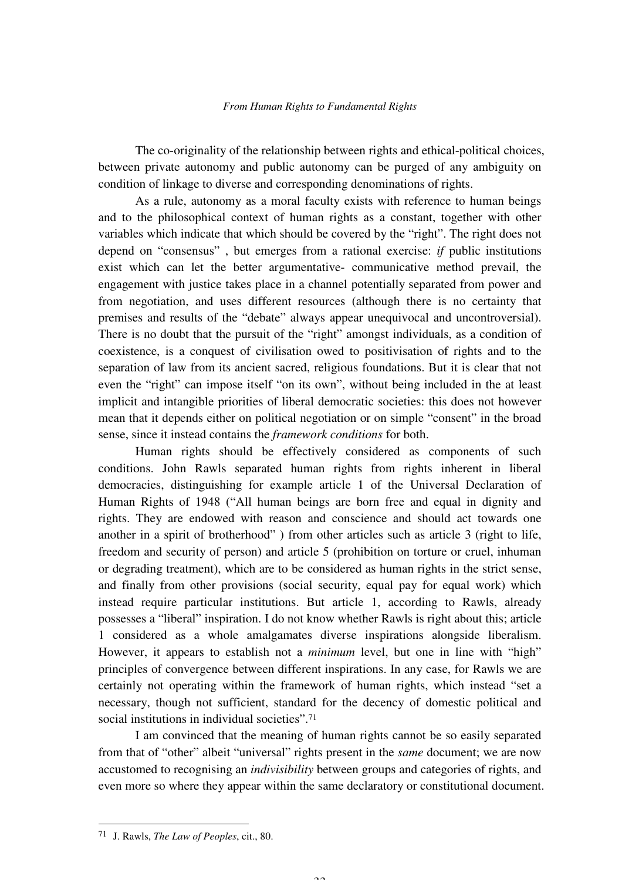The co-originality of the relationship between rights and ethical-political choices, between private autonomy and public autonomy can be purged of any ambiguity on condition of linkage to diverse and corresponding denominations of rights.

As a rule, autonomy as a moral faculty exists with reference to human beings and to the philosophical context of human rights as a constant, together with other variables which indicate that which should be covered by the "right". The right does not depend on "consensus" , but emerges from a rational exercise: *if* public institutions exist which can let the better argumentative- communicative method prevail, the engagement with justice takes place in a channel potentially separated from power and from negotiation, and uses different resources (although there is no certainty that premises and results of the "debate" always appear unequivocal and uncontroversial). There is no doubt that the pursuit of the "right" amongst individuals, as a condition of coexistence, is a conquest of civilisation owed to positivisation of rights and to the separation of law from its ancient sacred, religious foundations. But it is clear that not even the "right" can impose itself "on its own", without being included in the at least implicit and intangible priorities of liberal democratic societies: this does not however mean that it depends either on political negotiation or on simple "consent" in the broad sense, since it instead contains the *framework conditions* for both.

Human rights should be effectively considered as components of such conditions. John Rawls separated human rights from rights inherent in liberal democracies, distinguishing for example article 1 of the Universal Declaration of Human Rights of 1948 ("All human beings are born free and equal in dignity and rights. They are endowed with reason and conscience and should act towards one another in a spirit of brotherhood" ) from other articles such as article 3 (right to life, freedom and security of person) and article 5 (prohibition on torture or cruel, inhuman or degrading treatment), which are to be considered as human rights in the strict sense, and finally from other provisions (social security, equal pay for equal work) which instead require particular institutions. But article 1, according to Rawls, already possesses a "liberal" inspiration. I do not know whether Rawls is right about this; article 1 considered as a whole amalgamates diverse inspirations alongside liberalism. However, it appears to establish not a *minimum* level, but one in line with "high" principles of convergence between different inspirations. In any case, for Rawls we are certainly not operating within the framework of human rights, which instead "set a necessary, though not sufficient, standard for the decency of domestic political and social institutions in individual societies".[71]

I am convinced that the meaning of human rights cannot be so easily separated from that of "other" albeit "universal" rights present in the *same* document; we are now accustomed to recognising an *indivisibility* between groups and categories of rights, and even more so where they appear within the same declaratory or constitutional document.

---

[71] J. Rawls, *The Law of Peoples*, cit., 80.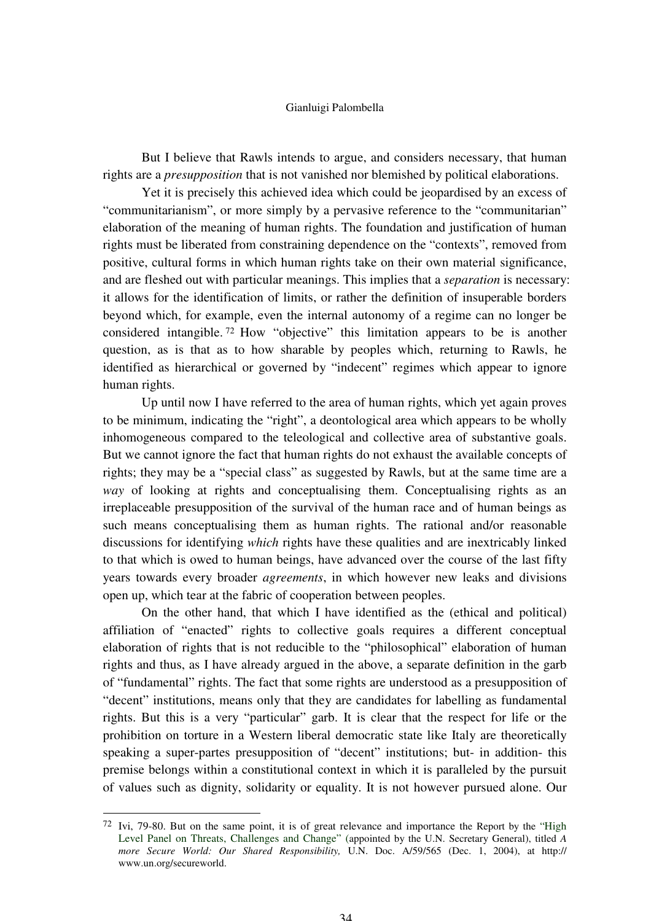But I believe that Rawls intends to argue, and considers necessary, that human rights are a *presupposition* that is not vanished nor blemished by political elaborations.

Yet it is precisely this achieved idea which could be jeopardised by an excess of "communitarianism", or more simply by a pervasive reference to the "communitarian" elaboration of the meaning of human rights. The foundation and justification of human rights must be liberated from constraining dependence on the "contexts", removed from positive, cultural forms in which human rights take on their own material significance, and are fleshed out with particular meanings. This implies that a *separation* is necessary: it allows for the identification of limits, or rather the definition of insuperable borders beyond which, for example, even the internal autonomy of a regime can no longer be considered intangible.[72] How "objective" this limitation appears to be is another question, as is that as to how sharable by peoples which, returning to Rawls, he identified as hierarchical or governed by "indecent" regimes which appear to ignore human rights.

Up until now I have referred to the area of human rights, which yet again proves to be minimum, indicating the "right", a deontological area which appears to be wholly inhomogeneous compared to the teleological and collective area of substantive goals. But we cannot ignore the fact that human rights do not exhaust the available concepts of rights; they may be a "special class" as suggested by Rawls, but at the same time are a *way* of looking at rights and conceptualising them. Conceptualising rights as an irreplaceable presupposition of the survival of the human race and of human beings as such means conceptualising them as human rights. The rational and/or reasonable discussions for identifying *which* rights have these qualities and are inextricably linked to that which is owed to human beings, have advanced over the course of the last fifty years towards every broader *agreements*, in which however new leaks and divisions open up, which tear at the fabric of cooperation between peoples.

On the other hand, that which I have identified as the (ethical and political) affiliation of "enacted" rights to collective goals requires a different conceptual elaboration of rights that is not reducible to the "philosophical" elaboration of human rights and thus, as I have already argued in the above, a separate definition in the garb of "fundamental" rights. The fact that some rights are understood as a presupposition of "decent" institutions, means only that they are candidates for labelling as fundamental rights. But this is a very "particular" garb. It is clear that the respect for life or the prohibition on torture in a Western liberal democratic state like Italy are theoretically speaking a super-partes presupposition of "decent" institutions; but- in addition- this premise belongs within a constitutional context in which it is paralleled by the pursuit of values such as dignity, solidarity or equality. It is not however pursued alone. Our

---

[72] Ivi, 79-80. But on the same point, it is of great relevance and importance the Report by the "High Level Panel on Threats, Challenges and Change" (appointed by the U.N. Secretary General), titled *A more Secure World: Our Shared Responsibility,* U.N. Doc. A/59/565 (Dec. 1, 2004), at http://www.un.org/secureworld.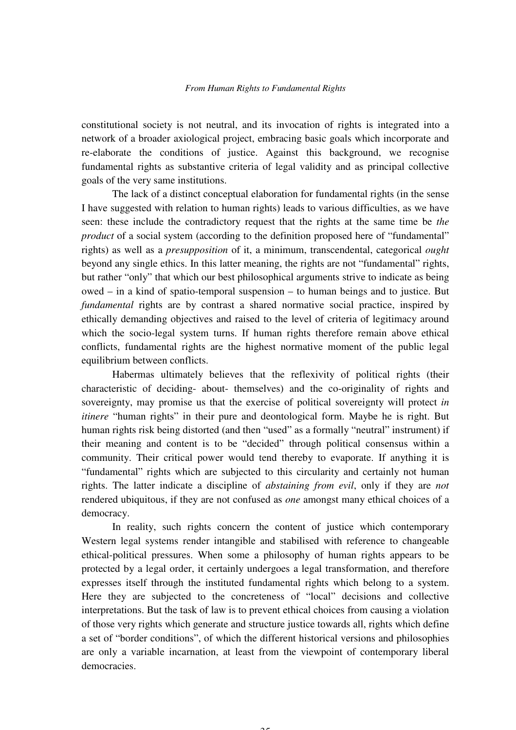constitutional society is not neutral, and its invocation of rights is integrated into a network of a broader axiological project, embracing basic goals which incorporate and re-elaborate the conditions of justice. Against this background, we recognise fundamental rights as substantive criteria of legal validity and as principal collective goals of the very same institutions.

The lack of a distinct conceptual elaboration for fundamental rights (in the sense I have suggested with relation to human rights) leads to various difficulties, as we have seen: these include the contradictory request that the rights at the same time be *the product* of a social system (according to the definition proposed here of "fundamental" rights) as well as a *presupposition* of it, a minimum, transcendental, categorical *ought* beyond any single ethics. In this latter meaning, the rights are not "fundamental" rights, but rather "only" that which our best philosophical arguments strive to indicate as being owed – in a kind of spatio-temporal suspension – to human beings and to justice. But *fundamental* rights are by contrast a shared normative social practice, inspired by ethically demanding objectives and raised to the level of criteria of legitimacy around which the socio-legal system turns. If human rights therefore remain above ethical conflicts, fundamental rights are the highest normative moment of the public legal equilibrium between conflicts.

Habermas ultimately believes that the reflexivity of political rights (their characteristic of deciding- about- themselves) and the co-originality of rights and sovereignty, may promise us that the exercise of political sovereignty will protect *in itinere* "human rights" in their pure and deontological form. Maybe he is right. But human rights risk being distorted (and then "used" as a formally "neutral" instrument) if their meaning and content is to be "decided" through political consensus within a community. Their critical power would tend thereby to evaporate. If anything it is "fundamental" rights which are subjected to this circularity and certainly not human rights. The latter indicate a discipline of *abstaining from evil*, only if they are *not* rendered ubiquitous, if they are not confused as *one* amongst many ethical choices of a democracy.

In reality, such rights concern the content of justice which contemporary Western legal systems render intangible and stabilised with reference to changeable ethical-political pressures. When some a philosophy of human rights appears to be protected by a legal order, it certainly undergoes a legal transformation, and therefore expresses itself through the instituted fundamental rights which belong to a system. Here they are subjected to the concreteness of "local" decisions and collective interpretations. But the task of law is to prevent ethical choices from causing a violation of those very rights which generate and structure justice towards all, rights which define a set of "border conditions", of which the different historical versions and philosophies are only a variable incarnation, at least from the viewpoint of contemporary liberal democracies.